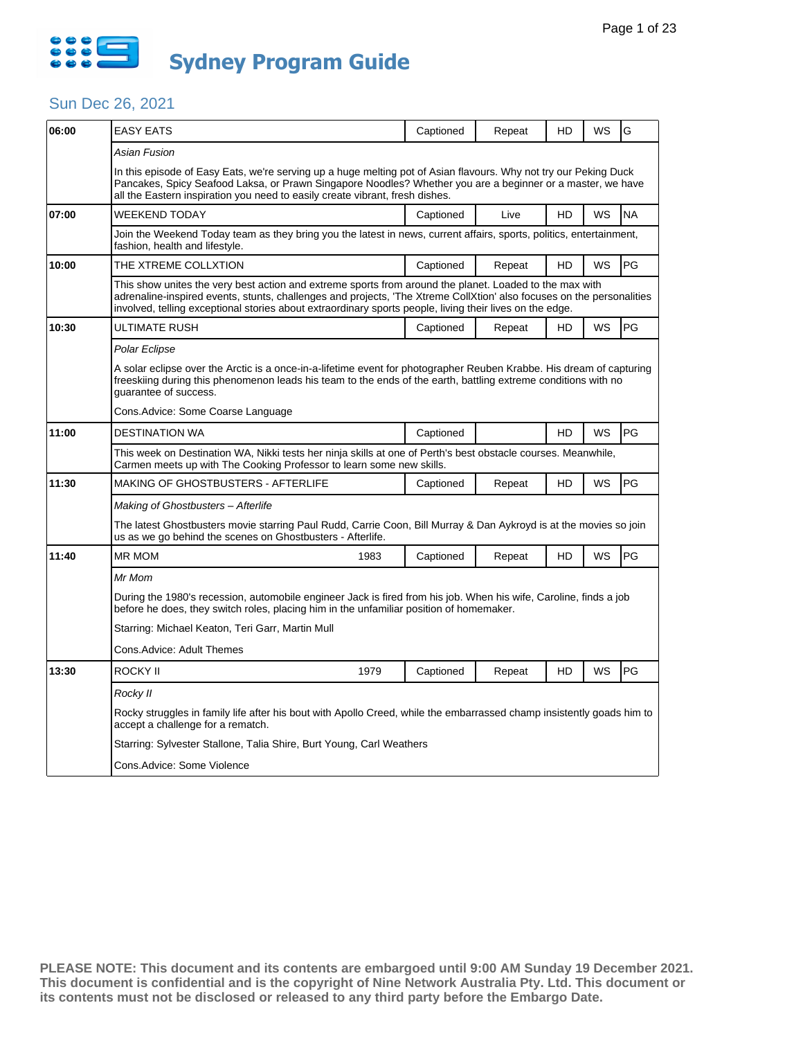# Sydney Program Guide

## Sun Dec 26, 2021

| Time | Program | Year | Captioned | Status | HD | WS | Rating |
|---|---|---|---|---|---|---|---|
| 06:00 | EASY EATS | | Captioned | Repeat | HD | WS | G |
| | *Asian Fusion*<br><br>In this episode of Easy Eats, we're serving up a huge melting pot of Asian flavours. Why not try our Peking Duck Pancakes, Spicy Seafood Laksa, or Prawn Singapore Noodles? Whether you are a beginner or a master, we have all the Eastern inspiration you need to easily create vibrant, fresh dishes. | | | | | | |
| 07:00 | WEEKEND TODAY | | Captioned | Live | HD | WS | NA |
| | Join the Weekend Today team as they bring you the latest in news, current affairs, sports, politics, entertainment, fashion, health and lifestyle. | | | | | | |
| 10:00 | THE XTREME COLLXTION | | Captioned | Repeat | HD | WS | PG |
| | This show unites the very best action and extreme sports from around the planet. Loaded to the max with adrenaline-inspired events, stunts, challenges and projects, 'The Xtreme CollXtion' also focuses on the personalities involved, telling exceptional stories about extraordinary sports people, living their lives on the edge. | | | | | | |
| 10:30 | ULTIMATE RUSH | | Captioned | Repeat | HD | WS | PG |
| | *Polar Eclipse*<br><br>A solar eclipse over the Arctic is a once-in-a-lifetime event for photographer Reuben Krabbe. His dream of capturing freeskiing during this phenomenon leads his team to the ends of the earth, battling extreme conditions with no guarantee of success.<br><br>Cons.Advice: Some Coarse Language | | | | | | |
| 11:00 | DESTINATION WA | | Captioned | | HD | WS | PG |
| | This week on Destination WA, Nikki tests her ninja skills at one of Perth's best obstacle courses. Meanwhile, Carmen meets up with The Cooking Professor to learn some new skills. | | | | | | |
| 11:30 | MAKING OF GHOSTBUSTERS - AFTERLIFE | | Captioned | Repeat | HD | WS | PG |
| | *Making of Ghostbusters – Afterlife*<br><br>The latest Ghostbusters movie starring Paul Rudd, Carrie Coon, Bill Murray & Dan Aykroyd is at the movies so join us as we go behind the scenes on Ghostbusters - Afterlife. | | | | | | |
| 11:40 | MR MOM | 1983 | Captioned | Repeat | HD | WS | PG |
| | *Mr Mom*<br><br>During the 1980's recession, automobile engineer Jack is fired from his job. When his wife, Caroline, finds a job before he does, they switch roles, placing him in the unfamiliar position of homemaker.<br><br>Starring: Michael Keaton, Teri Garr, Martin Mull<br><br>Cons.Advice: Adult Themes | | | | | | |
| 13:30 | ROCKY II | 1979 | Captioned | Repeat | HD | WS | PG |
| | *Rocky II*<br><br>Rocky struggles in family life after his bout with Apollo Creed, while the embarrassed champ insistently goads him to accept a challenge for a rematch.<br><br>Starring: Sylvester Stallone, Talia Shire, Burt Young, Carl Weathers<br><br>Cons.Advice: Some Violence | | | | | | |

**PLEASE NOTE: This document and its contents are embargoed until 9:00 AM Sunday 19 December 2021. This document is confidential and is the copyright of Nine Network Australia Pty. Ltd. This document or its contents must not be disclosed or released to any third party before the Embargo Date.**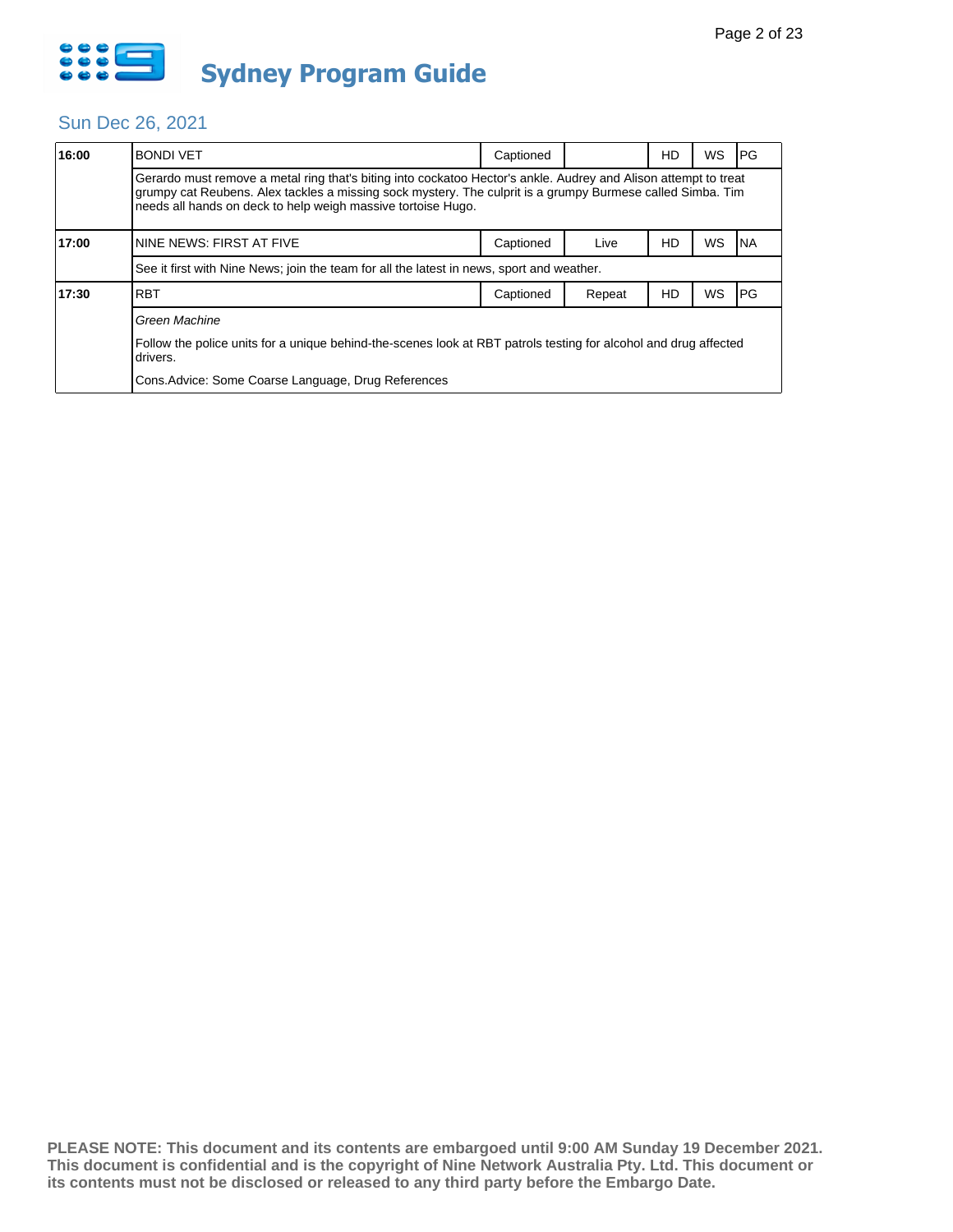# Sydney Program Guide

## Sun Dec 26, 2021

| Time | Program | Captioned | Live/Repeat | HD | WS | Rating |
|---|---|---|---|---|---|---|
| 16:00 | BONDI VET | Captioned | | HD | WS | PG |
| | Gerardo must remove a metal ring that's biting into cockatoo Hector's ankle. Audrey and Alison attempt to treat grumpy cat Reubens. Alex tackles a missing sock mystery. The culprit is a grumpy Burmese called Simba. Tim needs all hands on deck to help weigh massive tortoise Hugo. | | | | | |
| 17:00 | NINE NEWS: FIRST AT FIVE | Captioned | Live | HD | WS | NA |
| | See it first with Nine News; join the team for all the latest in news, sport and weather. | | | | | |
| 17:30 | RBT | Captioned | Repeat | HD | WS | PG |
| | *Green Machine*<br><br>Follow the police units for a unique behind-the-scenes look at RBT patrols testing for alcohol and drug affected drivers.<br><br>Cons.Advice: Some Coarse Language, Drug References | | | | | |

**PLEASE NOTE: This document and its contents are embargoed until 9:00 AM Sunday 19 December 2021. This document is confidential and is the copyright of Nine Network Australia Pty. Ltd. This document or its contents must not be disclosed or released to any third party before the Embargo Date.**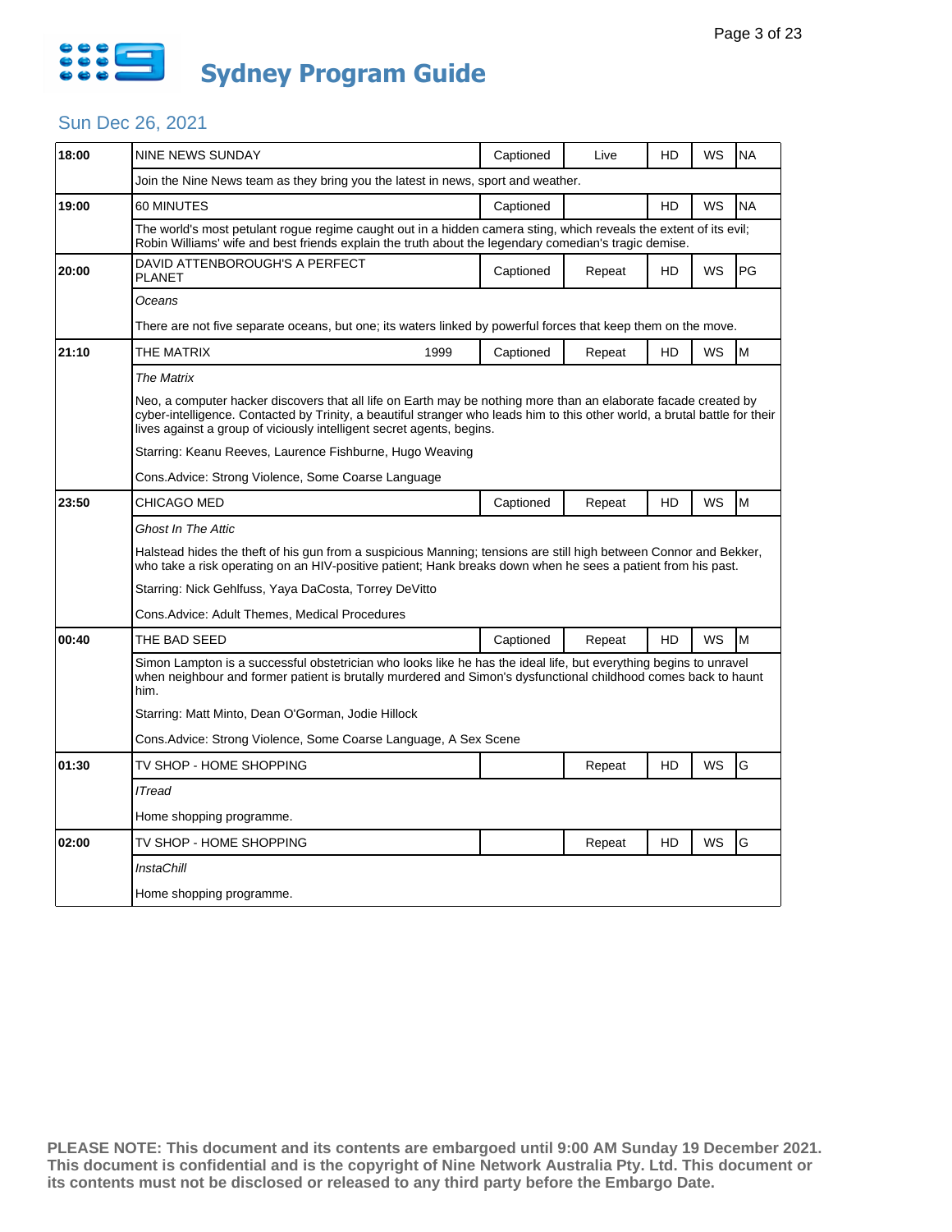# Sydney Program Guide

## Sun Dec 26, 2021

| Time | Program | | Captioned | Live/Repeat | HD | WS | Rating |
|---|---|---|---|---|---|---|---|
| 18:00 | NINE NEWS SUNDAY | | Captioned | Live | HD | WS | NA |
| | Join the Nine News team as they bring you the latest in news, sport and weather. | | | | | | |
| 19:00 | 60 MINUTES | | Captioned | | HD | WS | NA |
| | The world's most petulant rogue regime caught out in a hidden camera sting, which reveals the extent of its evil; Robin Williams' wife and best friends explain the truth about the legendary comedian's tragic demise. | | | | | | |
| 20:00 | DAVID ATTENBOROUGH'S A PERFECT PLANET | | Captioned | Repeat | HD | WS | PG |
| | *Oceans*<br><br>There are not five separate oceans, but one; its waters linked by powerful forces that keep them on the move. | | | | | | |
| 21:10 | THE MATRIX | 1999 | Captioned | Repeat | HD | WS | M |
| | *The Matrix*<br><br>Neo, a computer hacker discovers that all life on Earth may be nothing more than an elaborate facade created by cyber-intelligence. Contacted by Trinity, a beautiful stranger who leads him to this other world, a brutal battle for their lives against a group of viciously intelligent secret agents, begins.<br><br>Starring: Keanu Reeves, Laurence Fishburne, Hugo Weaving<br><br>Cons.Advice: Strong Violence, Some Coarse Language | | | | | | |
| 23:50 | CHICAGO MED | | Captioned | Repeat | HD | WS | M |
| | *Ghost In The Attic*<br><br>Halstead hides the theft of his gun from a suspicious Manning; tensions are still high between Connor and Bekker, who take a risk operating on an HIV-positive patient; Hank breaks down when he sees a patient from his past.<br><br>Starring: Nick Gehlfuss, Yaya DaCosta, Torrey DeVitto<br><br>Cons.Advice: Adult Themes, Medical Procedures | | | | | | |
| 00:40 | THE BAD SEED | | Captioned | Repeat | HD | WS | M |
| | Simon Lampton is a successful obstetrician who looks like he has the ideal life, but everything begins to unravel when neighbour and former patient is brutally murdered and Simon's dysfunctional childhood comes back to haunt him.<br><br>Starring: Matt Minto, Dean O'Gorman, Jodie Hillock<br><br>Cons.Advice: Strong Violence, Some Coarse Language, A Sex Scene | | | | | | |
| 01:30 | TV SHOP - HOME SHOPPING | | | Repeat | HD | WS | G |
| | *ITread*<br><br>Home shopping programme. | | | | | | |
| 02:00 | TV SHOP - HOME SHOPPING | | | Repeat | HD | WS | G |
| | *InstaChill*<br><br>Home shopping programme. | | | | | | |

**PLEASE NOTE: This document and its contents are embargoed until 9:00 AM Sunday 19 December 2021. This document is confidential and is the copyright of Nine Network Australia Pty. Ltd. This document or its contents must not be disclosed or released to any third party before the Embargo Date.**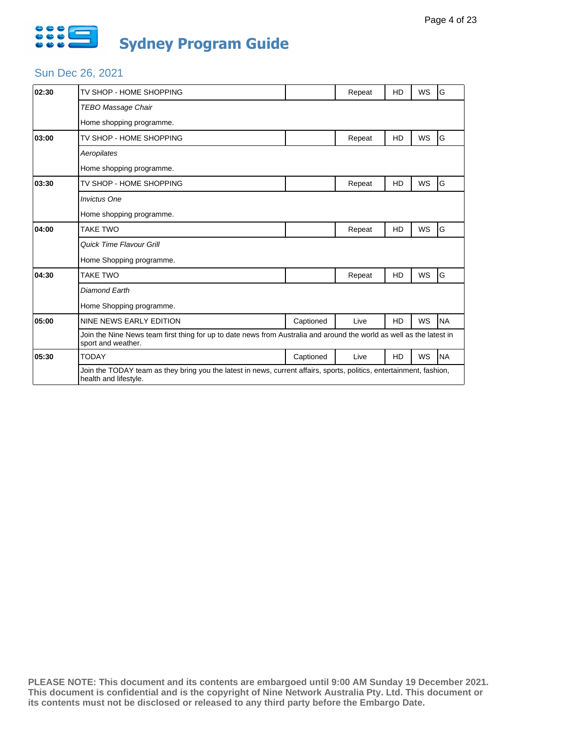# Sydney Program Guide

## Sun Dec 26, 2021

| Time | Program | Captioned | Status | HD | WS | Rating |
|---|---|---|---|---|---|---|
| 02:30 | TV SHOP - HOME SHOPPING | | Repeat | HD | WS | G |
| | *TEBO Massage Chair* | | | | | |
| | Home shopping programme. | | | | | |
| 03:00 | TV SHOP - HOME SHOPPING | | Repeat | HD | WS | G |
| | *Aeropilates* | | | | | |
| | Home shopping programme. | | | | | |
| 03:30 | TV SHOP - HOME SHOPPING | | Repeat | HD | WS | G |
| | *Invictus One* | | | | | |
| | Home shopping programme. | | | | | |
| 04:00 | TAKE TWO | | Repeat | HD | WS | G |
| | *Quick Time Flavour Grill* | | | | | |
| | Home Shopping programme. | | | | | |
| 04:30 | TAKE TWO | | Repeat | HD | WS | G |
| | *Diamond Earth* | | | | | |
| | Home Shopping programme. | | | | | |
| 05:00 | NINE NEWS EARLY EDITION | Captioned | Live | HD | WS | NA |
| | Join the Nine News team first thing for up to date news from Australia and around the world as well as the latest in sport and weather. | | | | | |
| 05:30 | TODAY | Captioned | Live | HD | WS | NA |
| | Join the TODAY team as they bring you the latest in news, current affairs, sports, politics, entertainment, fashion, health and lifestyle. | | | | | |

**PLEASE NOTE: This document and its contents are embargoed until 9:00 AM Sunday 19 December 2021. This document is confidential and is the copyright of Nine Network Australia Pty. Ltd. This document or its contents must not be disclosed or released to any third party before the Embargo Date.**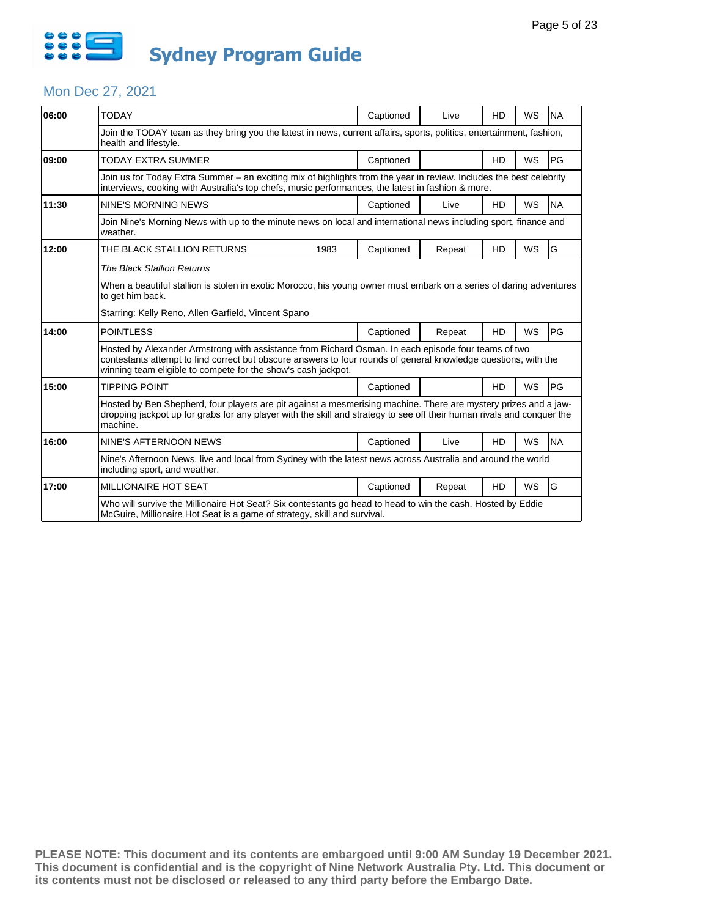# Sydney Program Guide

## Mon Dec 27, 2021

| Time | Program | Year | Captioned | Live/Repeat | HD | WS | Rating |
|---|---|---|---|---|---|---|---|
| 06:00 | TODAY | | Captioned | Live | HD | WS | NA |
| | Join the TODAY team as they bring you the latest in news, current affairs, sports, politics, entertainment, fashion, health and lifestyle. | | | | | | |
| 09:00 | TODAY EXTRA SUMMER | | Captioned | | HD | WS | PG |
| | Join us for Today Extra Summer – an exciting mix of highlights from the year in review. Includes the best celebrity interviews, cooking with Australia's top chefs, music performances, the latest in fashion & more. | | | | | | |
| 11:30 | NINE'S MORNING NEWS | | Captioned | Live | HD | WS | NA |
| | Join Nine's Morning News with up to the minute news on local and international news including sport, finance and weather. | | | | | | |
| 12:00 | THE BLACK STALLION RETURNS | 1983 | Captioned | Repeat | HD | WS | G |
| | *The Black Stallion Returns* When a beautiful stallion is stolen in exotic Morocco, his young owner must embark on a series of daring adventures to get him back. Starring: Kelly Reno, Allen Garfield, Vincent Spano | | | | | | |
| 14:00 | POINTLESS | | Captioned | Repeat | HD | WS | PG |
| | Hosted by Alexander Armstrong with assistance from Richard Osman. In each episode four teams of two contestants attempt to find correct but obscure answers to four rounds of general knowledge questions, with the winning team eligible to compete for the show's cash jackpot. | | | | | | |
| 15:00 | TIPPING POINT | | Captioned | | HD | WS | PG |
| | Hosted by Ben Shepherd, four players are pit against a mesmerising machine. There are mystery prizes and a jaw-dropping jackpot up for grabs for any player with the skill and strategy to see off their human rivals and conquer the machine. | | | | | | |
| 16:00 | NINE'S AFTERNOON NEWS | | Captioned | Live | HD | WS | NA |
| | Nine's Afternoon News, live and local from Sydney with the latest news across Australia and around the world including sport, and weather. | | | | | | |
| 17:00 | MILLIONAIRE HOT SEAT | | Captioned | Repeat | HD | WS | G |
| | Who will survive the Millionaire Hot Seat? Six contestants go head to head to win the cash. Hosted by Eddie McGuire, Millionaire Hot Seat is a game of strategy, skill and survival. | | | | | | |

**PLEASE NOTE: This document and its contents are embargoed until 9:00 AM Sunday 19 December 2021. This document is confidential and is the copyright of Nine Network Australia Pty. Ltd. This document or its contents must not be disclosed or released to any third party before the Embargo Date.**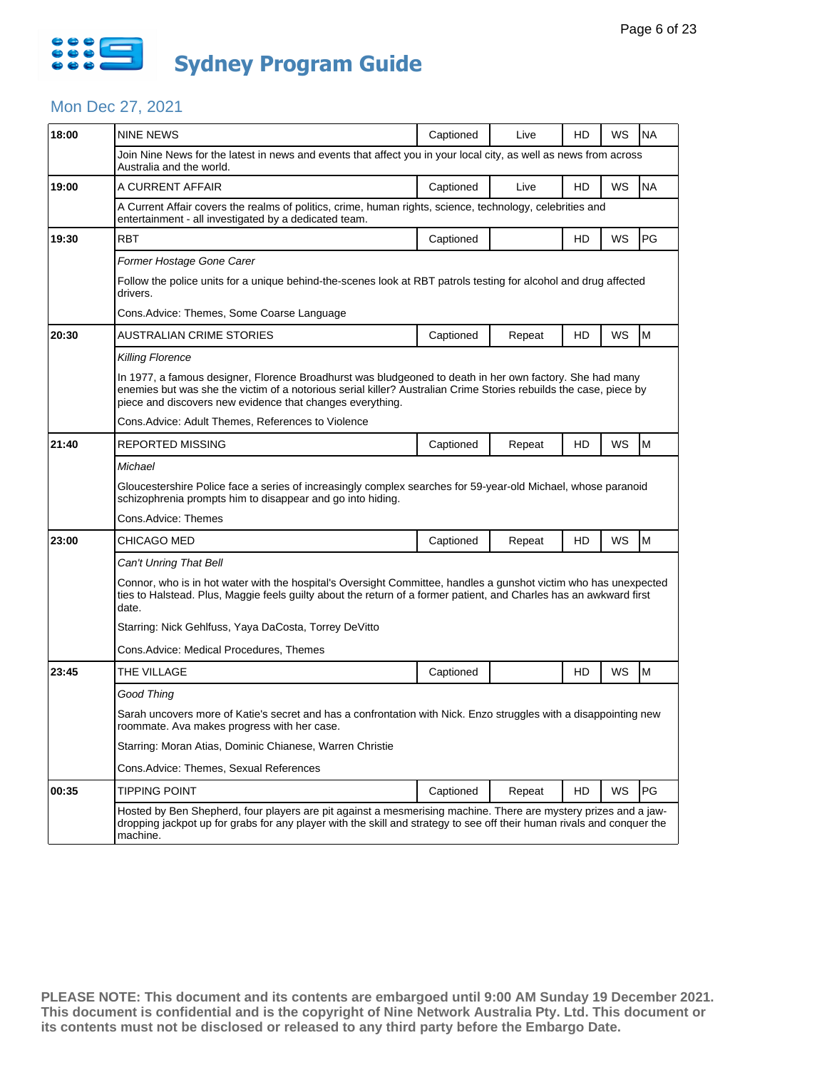# Sydney Program Guide

## Mon Dec 27, 2021

| Time | Program | Captioned | Live/Repeat | HD | WS | Rating |
|---|---|---|---|---|---|---|
| 18:00 | NINE NEWS | Captioned | Live | HD | WS | NA |
| | Join Nine News for the latest in news and events that affect you in your local city, as well as news from across Australia and the world. | | | | | |
| 19:00 | A CURRENT AFFAIR | Captioned | Live | HD | WS | NA |
| | A Current Affair covers the realms of politics, crime, human rights, science, technology, celebrities and entertainment - all investigated by a dedicated team. | | | | | |
| 19:30 | RBT | Captioned | | HD | WS | PG |
| | *Former Hostage Gone Carer*<br><br>Follow the police units for a unique behind-the-scenes look at RBT patrols testing for alcohol and drug affected drivers.<br><br>Cons.Advice: Themes, Some Coarse Language | | | | | |
| 20:30 | AUSTRALIAN CRIME STORIES | Captioned | Repeat | HD | WS | M |
| | *Killing Florence*<br><br>In 1977, a famous designer, Florence Broadhurst was bludgeoned to death in her own factory. She had many enemies but was she the victim of a notorious serial killer? Australian Crime Stories rebuilds the case, piece by piece and discovers new evidence that changes everything.<br><br>Cons.Advice: Adult Themes, References to Violence | | | | | |
| 21:40 | REPORTED MISSING | Captioned | Repeat | HD | WS | M |
| | *Michael*<br><br>Gloucestershire Police face a series of increasingly complex searches for 59-year-old Michael, whose paranoid schizophrenia prompts him to disappear and go into hiding.<br><br>Cons.Advice: Themes | | | | | |
| 23:00 | CHICAGO MED | Captioned | Repeat | HD | WS | M |
| | *Can't Unring That Bell*<br><br>Connor, who is in hot water with the hospital's Oversight Committee, handles a gunshot victim who has unexpected ties to Halstead. Plus, Maggie feels guilty about the return of a former patient, and Charles has an awkward first date.<br><br>Starring: Nick Gehlfuss, Yaya DaCosta, Torrey DeVitto<br><br>Cons.Advice: Medical Procedures, Themes | | | | | |
| 23:45 | THE VILLAGE | Captioned | | HD | WS | M |
| | *Good Thing*<br><br>Sarah uncovers more of Katie's secret and has a confrontation with Nick. Enzo struggles with a disappointing new roommate. Ava makes progress with her case.<br><br>Starring: Moran Atias, Dominic Chianese, Warren Christie<br><br>Cons.Advice: Themes, Sexual References | | | | | |
| 00:35 | TIPPING POINT | Captioned | Repeat | HD | WS | PG |
| | Hosted by Ben Shepherd, four players are pit against a mesmerising machine. There are mystery prizes and a jaw-dropping jackpot up for grabs for any player with the skill and strategy to see off their human rivals and conquer the machine. | | | | | |

**PLEASE NOTE: This document and its contents are embargoed until 9:00 AM Sunday 19 December 2021. This document is confidential and is the copyright of Nine Network Australia Pty. Ltd. This document or its contents must not be disclosed or released to any third party before the Embargo Date.**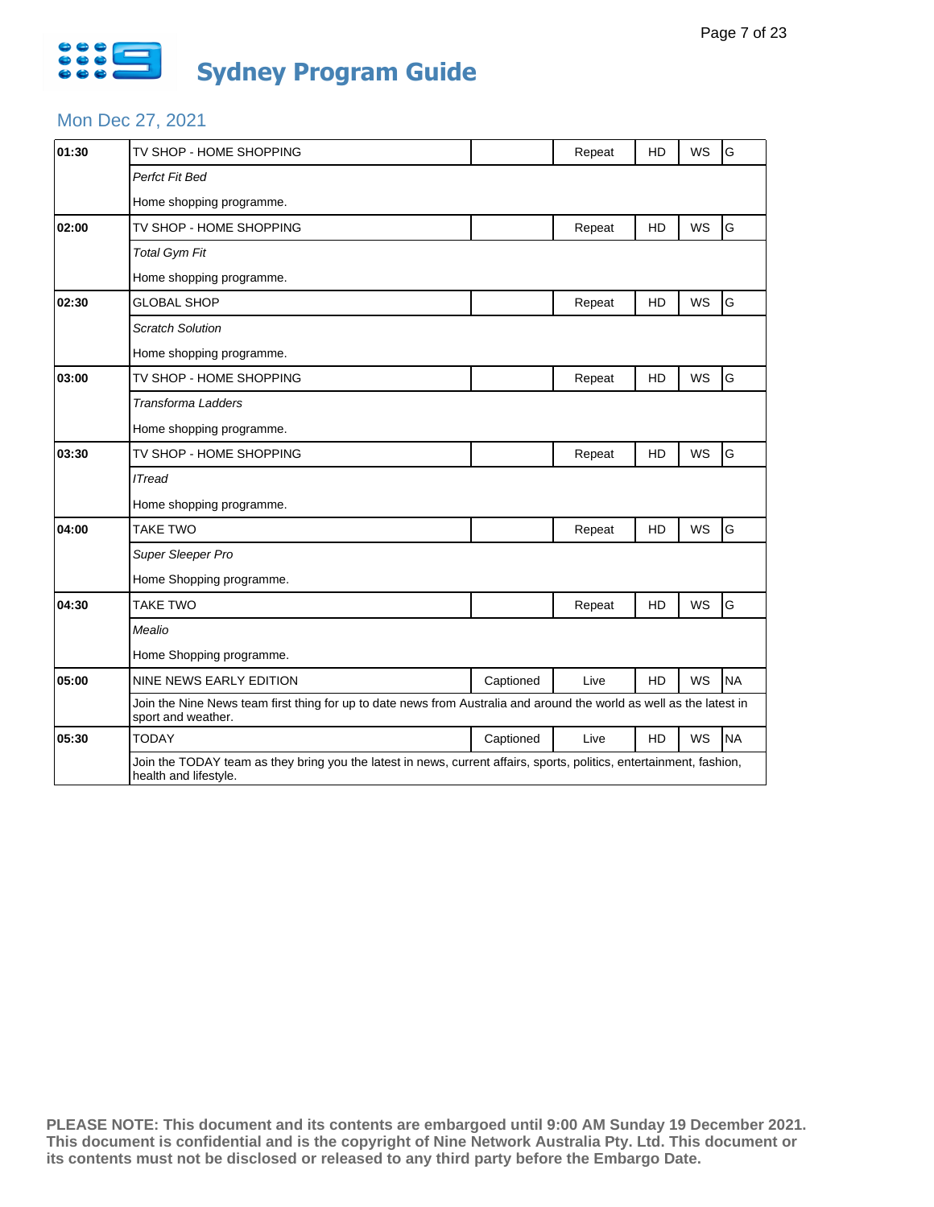# Sydney Program Guide

## Mon Dec 27, 2021

| Time | Program | Captioned | Status | HD | WS | Rating |
|---|---|---|---|---|---|---|
| **01:30** | TV SHOP - HOME SHOPPING | | Repeat | HD | WS | G |
| | *Perfct Fit Bed* | | | | | |
| | Home shopping programme. | | | | | |
| **02:00** | TV SHOP - HOME SHOPPING | | Repeat | HD | WS | G |
| | *Total Gym Fit* | | | | | |
| | Home shopping programme. | | | | | |
| **02:30** | GLOBAL SHOP | | Repeat | HD | WS | G |
| | *Scratch Solution* | | | | | |
| | Home shopping programme. | | | | | |
| **03:00** | TV SHOP - HOME SHOPPING | | Repeat | HD | WS | G |
| | *Transforma Ladders* | | | | | |
| | Home shopping programme. | | | | | |
| **03:30** | TV SHOP - HOME SHOPPING | | Repeat | HD | WS | G |
| | *ITread* | | | | | |
| | Home shopping programme. | | | | | |
| **04:00** | TAKE TWO | | Repeat | HD | WS | G |
| | *Super Sleeper Pro* | | | | | |
| | Home Shopping programme. | | | | | |
| **04:30** | TAKE TWO | | Repeat | HD | WS | G |
| | *Mealio* | | | | | |
| | Home Shopping programme. | | | | | |
| **05:00** | NINE NEWS EARLY EDITION | Captioned | Live | HD | WS | NA |
| | Join the Nine News team first thing for up to date news from Australia and around the world as well as the latest in sport and weather. | | | | | |
| **05:30** | TODAY | Captioned | Live | HD | WS | NA |
| | Join the TODAY team as they bring you the latest in news, current affairs, sports, politics, entertainment, fashion, health and lifestyle. | | | | | |

**PLEASE NOTE: This document and its contents are embargoed until 9:00 AM Sunday 19 December 2021. This document is confidential and is the copyright of Nine Network Australia Pty. Ltd. This document or its contents must not be disclosed or released to any third party before the Embargo Date.**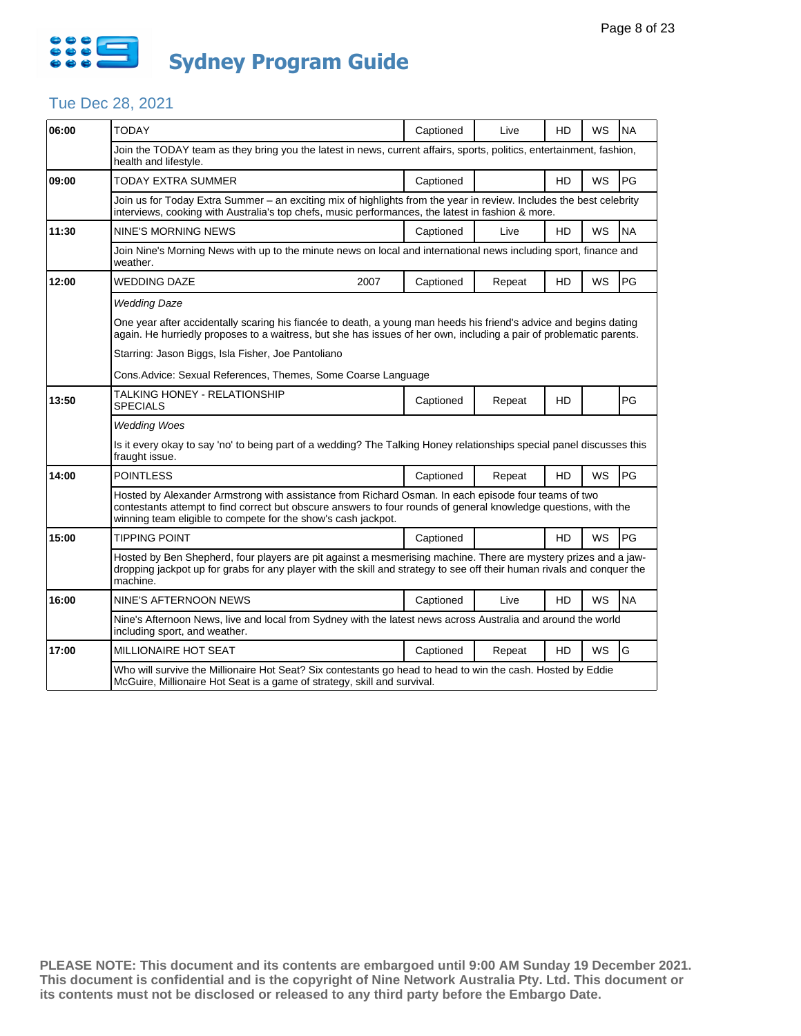# Sydney Program Guide

## Tue Dec 28, 2021

| Time | Program | Year | Captioned | Status | HD | WS | Rating |
|---|---|---|---|---|---|---|---|
| 06:00 | TODAY | | Captioned | Live | HD | WS | NA |
| | Join the TODAY team as they bring you the latest in news, current affairs, sports, politics, entertainment, fashion, health and lifestyle. | | | | | | |
| 09:00 | TODAY EXTRA SUMMER | | Captioned | | HD | WS | PG |
| | Join us for Today Extra Summer – an exciting mix of highlights from the year in review. Includes the best celebrity interviews, cooking with Australia's top chefs, music performances, the latest in fashion & more. | | | | | | |
| 11:30 | NINE'S MORNING NEWS | | Captioned | Live | HD | WS | NA |
| | Join Nine's Morning News with up to the minute news on local and international news including sport, finance and weather. | | | | | | |
| 12:00 | WEDDING DAZE | 2007 | Captioned | Repeat | HD | WS | PG |
| | *Wedding Daze*<br><br>One year after accidentally scaring his fiancée to death, a young man heeds his friend's advice and begins dating again. He hurriedly proposes to a waitress, but she has issues of her own, including a pair of problematic parents.<br><br>Starring: Jason Biggs, Isla Fisher, Joe Pantoliano<br><br>Cons.Advice: Sexual References, Themes, Some Coarse Language | | | | | | |
| 13:50 | TALKING HONEY - RELATIONSHIP SPECIALS | | Captioned | Repeat | HD | | PG |
| | *Wedding Woes*<br><br>Is it every okay to say 'no' to being part of a wedding? The Talking Honey relationships special panel discusses this fraught issue. | | | | | | |
| 14:00 | POINTLESS | | Captioned | Repeat | HD | WS | PG |
| | Hosted by Alexander Armstrong with assistance from Richard Osman. In each episode four teams of two contestants attempt to find correct but obscure answers to four rounds of general knowledge questions, with the winning team eligible to compete for the show's cash jackpot. | | | | | | |
| 15:00 | TIPPING POINT | | Captioned | | HD | WS | PG |
| | Hosted by Ben Shepherd, four players are pit against a mesmerising machine. There are mystery prizes and a jaw-dropping jackpot up for grabs for any player with the skill and strategy to see off their human rivals and conquer the machine. | | | | | | |
| 16:00 | NINE'S AFTERNOON NEWS | | Captioned | Live | HD | WS | NA |
| | Nine's Afternoon News, live and local from Sydney with the latest news across Australia and around the world including sport, and weather. | | | | | | |
| 17:00 | MILLIONAIRE HOT SEAT | | Captioned | Repeat | HD | WS | G |
| | Who will survive the Millionaire Hot Seat? Six contestants go head to head to win the cash. Hosted by Eddie McGuire, Millionaire Hot Seat is a game of strategy, skill and survival. | | | | | | |

**PLEASE NOTE: This document and its contents are embargoed until 9:00 AM Sunday 19 December 2021. This document is confidential and is the copyright of Nine Network Australia Pty. Ltd. This document or its contents must not be disclosed or released to any third party before the Embargo Date.**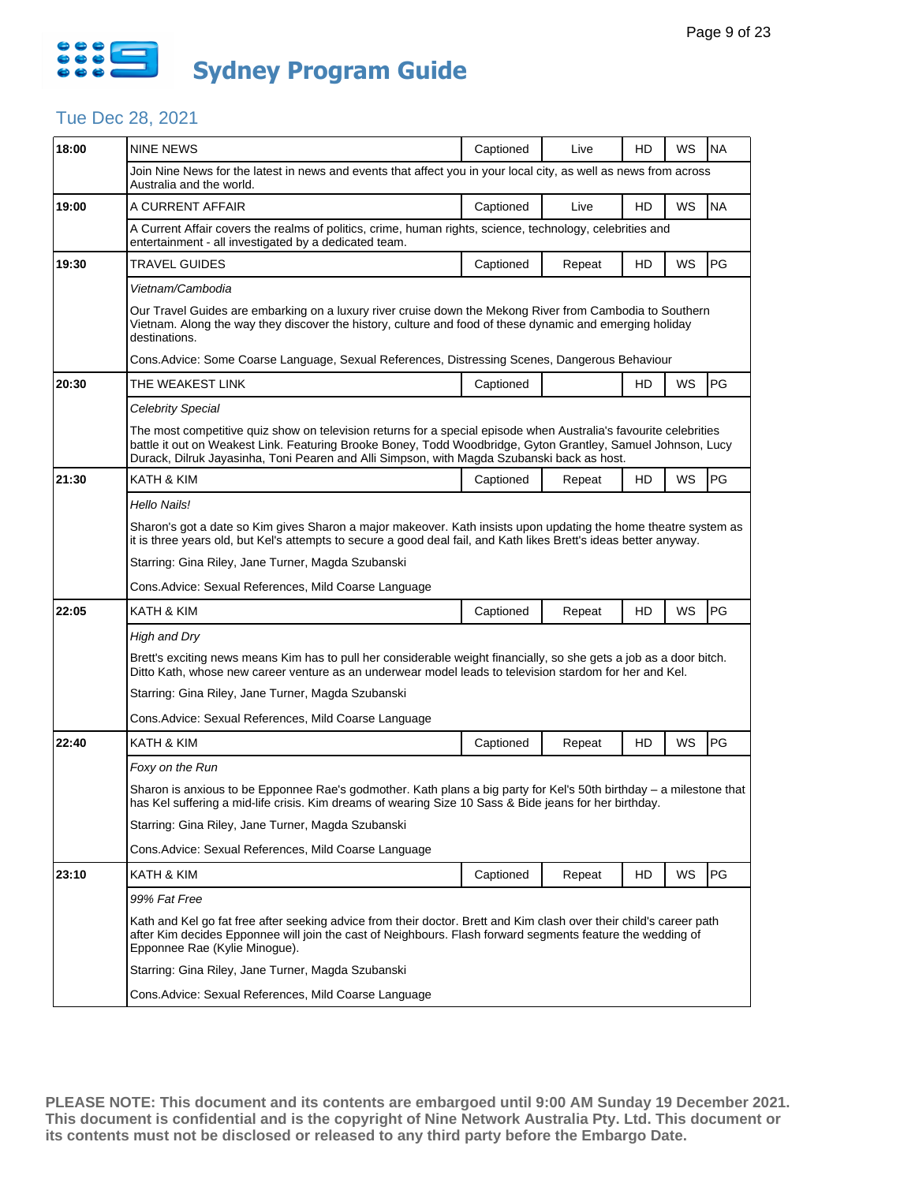# Sydney Program Guide

## Tue Dec 28, 2021

| Time | Program | Captioned | Live/Repeat | HD | WS | Rating |
|---|---|---|---|---|---|---|
| 18:00 | NINE NEWS | Captioned | Live | HD | WS | NA |
| | Join Nine News for the latest in news and events that affect you in your local city, as well as news from across Australia and the world. | | | | | |
| 19:00 | A CURRENT AFFAIR | Captioned | Live | HD | WS | NA |
| | A Current Affair covers the realms of politics, crime, human rights, science, technology, celebrities and entertainment - all investigated by a dedicated team. | | | | | |
| 19:30 | TRAVEL GUIDES | Captioned | Repeat | HD | WS | PG |
| | *Vietnam/Cambodia*<br><br>Our Travel Guides are embarking on a luxury river cruise down the Mekong River from Cambodia to Southern Vietnam. Along the way they discover the history, culture and food of these dynamic and emerging holiday destinations.<br><br>Cons.Advice: Some Coarse Language, Sexual References, Distressing Scenes, Dangerous Behaviour | | | | | |
| 20:30 | THE WEAKEST LINK | Captioned | | HD | WS | PG |
| | *Celebrity Special*<br><br>The most competitive quiz show on television returns for a special episode when Australia's favourite celebrities battle it out on Weakest Link. Featuring Brooke Boney, Todd Woodbridge, Gyton Grantley, Samuel Johnson, Lucy Durack, Dilruk Jayasinha, Toni Pearen and Alli Simpson, with Magda Szubanski back as host. | | | | | |
| 21:30 | KATH & KIM | Captioned | Repeat | HD | WS | PG |
| | *Hello Nails!*<br><br>Sharon's got a date so Kim gives Sharon a major makeover. Kath insists upon updating the home theatre system as it is three years old, but Kel's attempts to secure a good deal fail, and Kath likes Brett's ideas better anyway.<br><br>Starring: Gina Riley, Jane Turner, Magda Szubanski<br><br>Cons.Advice: Sexual References, Mild Coarse Language | | | | | |
| 22:05 | KATH & KIM | Captioned | Repeat | HD | WS | PG |
| | *High and Dry*<br><br>Brett's exciting news means Kim has to pull her considerable weight financially, so she gets a job as a door bitch. Ditto Kath, whose new career venture as an underwear model leads to television stardom for her and Kel.<br><br>Starring: Gina Riley, Jane Turner, Magda Szubanski<br><br>Cons.Advice: Sexual References, Mild Coarse Language | | | | | |
| 22:40 | KATH & KIM | Captioned | Repeat | HD | WS | PG |
| | *Foxy on the Run*<br><br>Sharon is anxious to be Epponnee Rae's godmother. Kath plans a big party for Kel's 50th birthday – a milestone that has Kel suffering a mid-life crisis. Kim dreams of wearing Size 10 Sass & Bide jeans for her birthday.<br><br>Starring: Gina Riley, Jane Turner, Magda Szubanski<br><br>Cons.Advice: Sexual References, Mild Coarse Language | | | | | |
| 23:10 | KATH & KIM | Captioned | Repeat | HD | WS | PG |
| | *99% Fat Free*<br><br>Kath and Kel go fat free after seeking advice from their doctor. Brett and Kim clash over their child's career path after Kim decides Epponnee will join the cast of Neighbours. Flash forward segments feature the wedding of Epponnee Rae (Kylie Minogue).<br><br>Starring: Gina Riley, Jane Turner, Magda Szubanski<br><br>Cons.Advice: Sexual References, Mild Coarse Language | | | | | |

**PLEASE NOTE: This document and its contents are embargoed until 9:00 AM Sunday 19 December 2021. This document is confidential and is the copyright of Nine Network Australia Pty. Ltd. This document or its contents must not be disclosed or released to any third party before the Embargo Date.**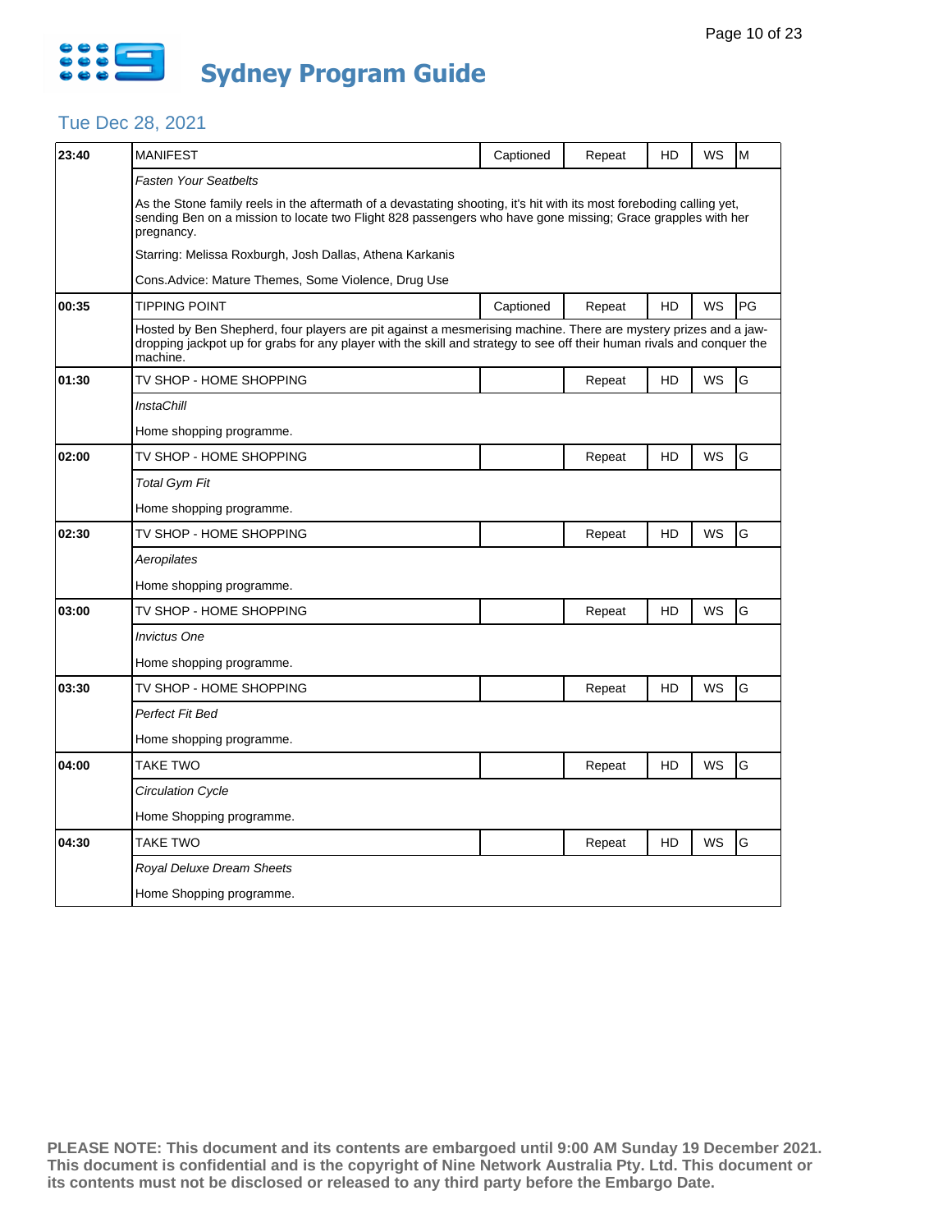# Sydney Program Guide

## Tue Dec 28, 2021

| Time | Program | Captioned | Repeat | HD | WS | Rating |
|---|---|---|---|---|---|---|
| 23:40 | MANIFEST | Captioned | Repeat | HD | WS | M |
| | *Fasten Your Seatbelts*<br>As the Stone family reels in the aftermath of a devastating shooting, it's hit with its most foreboding calling yet, sending Ben on a mission to locate two Flight 828 passengers who have gone missing; Grace grapples with her pregnancy.<br>Starring: Melissa Roxburgh, Josh Dallas, Athena Karkanis<br>Cons.Advice: Mature Themes, Some Violence, Drug Use | | | | | |
| 00:35 | TIPPING POINT | Captioned | Repeat | HD | WS | PG |
| | Hosted by Ben Shepherd, four players are pit against a mesmerising machine. There are mystery prizes and a jaw-dropping jackpot up for grabs for any player with the skill and strategy to see off their human rivals and conquer the machine. | | | | | |
| 01:30 | TV SHOP - HOME SHOPPING | | Repeat | HD | WS | G |
| | *InstaChill*<br>Home shopping programme. | | | | | |
| 02:00 | TV SHOP - HOME SHOPPING | | Repeat | HD | WS | G |
| | *Total Gym Fit*<br>Home shopping programme. | | | | | |
| 02:30 | TV SHOP - HOME SHOPPING | | Repeat | HD | WS | G |
| | *Aeropilates*<br>Home shopping programme. | | | | | |
| 03:00 | TV SHOP - HOME SHOPPING | | Repeat | HD | WS | G |
| | *Invictus One*<br>Home shopping programme. | | | | | |
| 03:30 | TV SHOP - HOME SHOPPING | | Repeat | HD | WS | G |
| | *Perfect Fit Bed*<br>Home shopping programme. | | | | | |
| 04:00 | TAKE TWO | | Repeat | HD | WS | G |
| | *Circulation Cycle*<br>Home Shopping programme. | | | | | |
| 04:30 | TAKE TWO | | Repeat | HD | WS | G |
| | *Royal Deluxe Dream Sheets*<br>Home Shopping programme. | | | | | |

**PLEASE NOTE: This document and its contents are embargoed until 9:00 AM Sunday 19 December 2021. This document is confidential and is the copyright of Nine Network Australia Pty. Ltd. This document or its contents must not be disclosed or released to any third party before the Embargo Date.**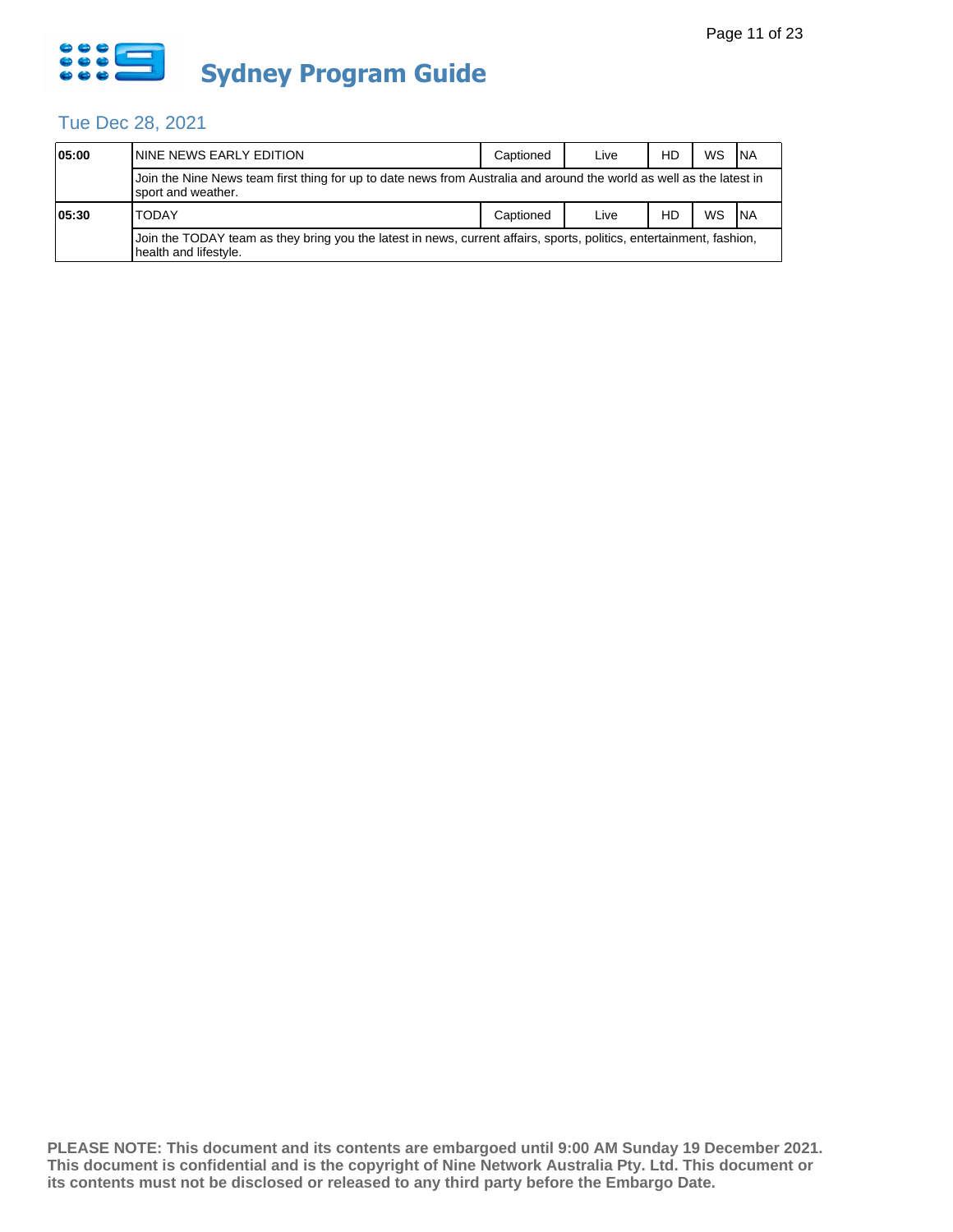# Sydney Program Guide

## Tue Dec 28, 2021

| Time | Program | Captioned | Live | HD | WS | Rating |
|---|---|---|---|---|---|---|
| 05:00 | NINE NEWS EARLY EDITION | Captioned | Live | HD | WS | NA |
| | Join the Nine News team first thing for up to date news from Australia and around the world as well as the latest in sport and weather. | | | | | |
| 05:30 | TODAY | Captioned | Live | HD | WS | NA |
| | Join the TODAY team as they bring you the latest in news, current affairs, sports, politics, entertainment, fashion, health and lifestyle. | | | | | |

**PLEASE NOTE: This document and its contents are embargoed until 9:00 AM Sunday 19 December 2021. This document is confidential and is the copyright of Nine Network Australia Pty. Ltd. This document or its contents must not be disclosed or released to any third party before the Embargo Date.**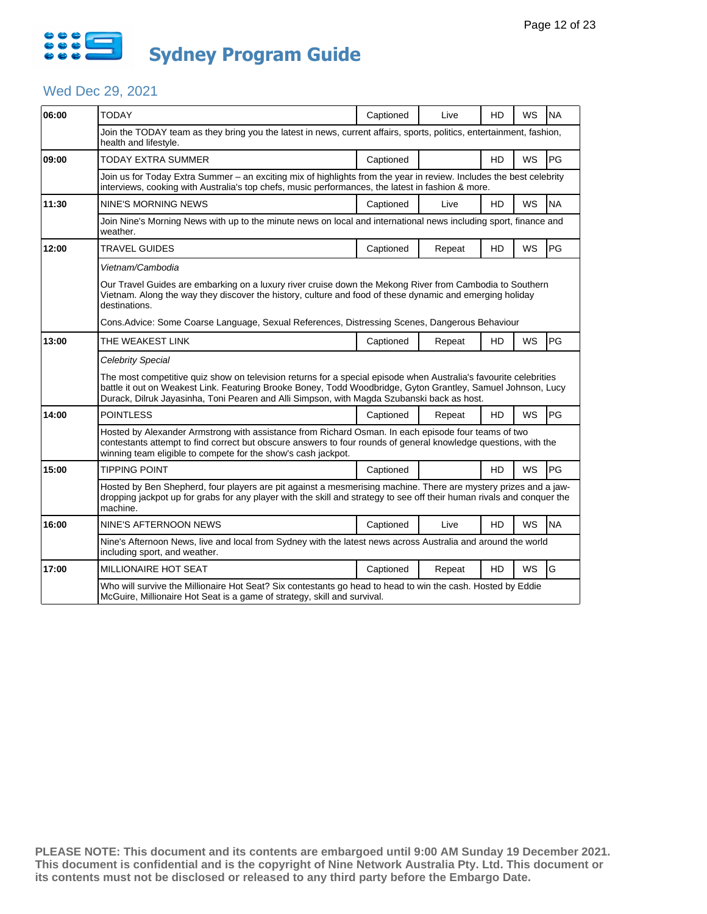# Sydney Program Guide

## Wed Dec 29, 2021

| Time | Program | Captioned | Live/Repeat | HD | WS | Rating |
|---|---|---|---|---|---|---|
| 06:00 | TODAY | Captioned | Live | HD | WS | NA |
| | Join the TODAY team as they bring you the latest in news, current affairs, sports, politics, entertainment, fashion, health and lifestyle. | | | | | |
| 09:00 | TODAY EXTRA SUMMER | Captioned | | HD | WS | PG |
| | Join us for Today Extra Summer – an exciting mix of highlights from the year in review. Includes the best celebrity interviews, cooking with Australia's top chefs, music performances, the latest in fashion & more. | | | | | |
| 11:30 | NINE'S MORNING NEWS | Captioned | Live | HD | WS | NA |
| | Join Nine's Morning News with up to the minute news on local and international news including sport, finance and weather. | | | | | |
| 12:00 | TRAVEL GUIDES | Captioned | Repeat | HD | WS | PG |
| | *Vietnam/Cambodia*<br>Our Travel Guides are embarking on a luxury river cruise down the Mekong River from Cambodia to Southern Vietnam. Along the way they discover the history, culture and food of these dynamic and emerging holiday destinations.<br>Cons.Advice: Some Coarse Language, Sexual References, Distressing Scenes, Dangerous Behaviour | | | | | |
| 13:00 | THE WEAKEST LINK | Captioned | Repeat | HD | WS | PG |
| | *Celebrity Special*<br>The most competitive quiz show on television returns for a special episode when Australia's favourite celebrities battle it out on Weakest Link. Featuring Brooke Boney, Todd Woodbridge, Gyton Grantley, Samuel Johnson, Lucy Durack, Dilruk Jayasinha, Toni Pearen and Alli Simpson, with Magda Szubanski back as host. | | | | | |
| 14:00 | POINTLESS | Captioned | Repeat | HD | WS | PG |
| | Hosted by Alexander Armstrong with assistance from Richard Osman. In each episode four teams of two contestants attempt to find correct but obscure answers to four rounds of general knowledge questions, with the winning team eligible to compete for the show's cash jackpot. | | | | | |
| 15:00 | TIPPING POINT | Captioned | | HD | WS | PG |
| | Hosted by Ben Shepherd, four players are pit against a mesmerising machine. There are mystery prizes and a jaw-dropping jackpot up for grabs for any player with the skill and strategy to see off their human rivals and conquer the machine. | | | | | |
| 16:00 | NINE'S AFTERNOON NEWS | Captioned | Live | HD | WS | NA |
| | Nine's Afternoon News, live and local from Sydney with the latest news across Australia and around the world including sport, and weather. | | | | | |
| 17:00 | MILLIONAIRE HOT SEAT | Captioned | Repeat | HD | WS | G |
| | Who will survive the Millionaire Hot Seat? Six contestants go head to head to win the cash. Hosted by Eddie McGuire, Millionaire Hot Seat is a game of strategy, skill and survival. | | | | | |

**PLEASE NOTE: This document and its contents are embargoed until 9:00 AM Sunday 19 December 2021. This document is confidential and is the copyright of Nine Network Australia Pty. Ltd. This document or its contents must not be disclosed or released to any third party before the Embargo Date.**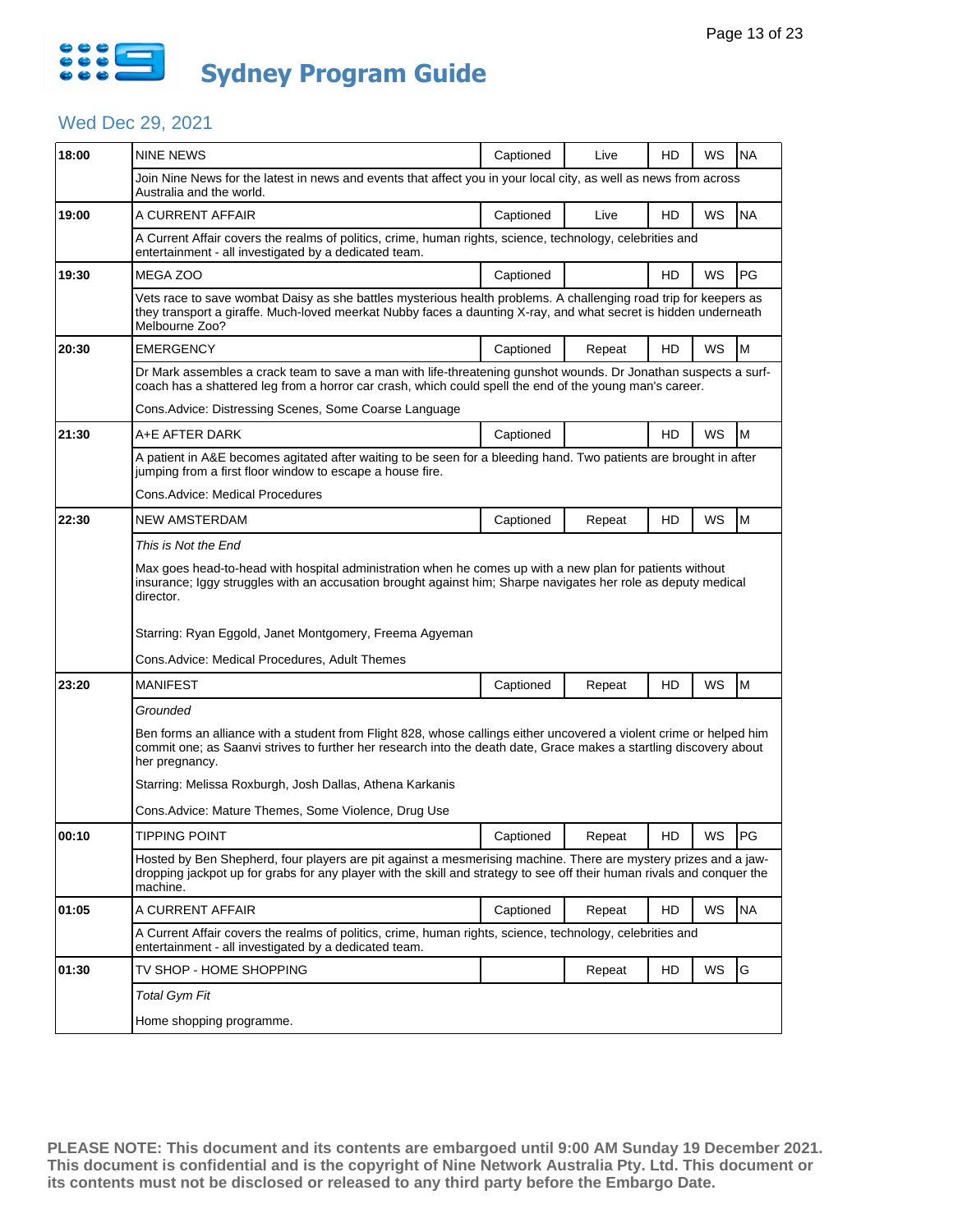# Sydney Program Guide

## Wed Dec 29, 2021

| Time | Program | Captioned | Status | HD | WS | Rating |
|---|---|---|---|---|---|---|
| 18:00 | NINE NEWS | Captioned | Live | HD | WS | NA |
| | Join Nine News for the latest in news and events that affect you in your local city, as well as news from across Australia and the world. | | | | | |
| 19:00 | A CURRENT AFFAIR | Captioned | Live | HD | WS | NA |
| | A Current Affair covers the realms of politics, crime, human rights, science, technology, celebrities and entertainment - all investigated by a dedicated team. | | | | | |
| 19:30 | MEGA ZOO | Captioned | | HD | WS | PG |
| | Vets race to save wombat Daisy as she battles mysterious health problems. A challenging road trip for keepers as they transport a giraffe. Much-loved meerkat Nubby faces a daunting X-ray, and what secret is hidden underneath Melbourne Zoo? | | | | | |
| 20:30 | EMERGENCY | Captioned | Repeat | HD | WS | M |
| | Dr Mark assembles a crack team to save a man with life-threatening gunshot wounds. Dr Jonathan suspects a surf-coach has a shattered leg from a horror car crash, which could spell the end of the young man's career.<br><br>Cons.Advice: Distressing Scenes, Some Coarse Language | | | | | |
| 21:30 | A+E AFTER DARK | Captioned | | HD | WS | M |
| | A patient in A&E becomes agitated after waiting to be seen for a bleeding hand. Two patients are brought in after jumping from a first floor window to escape a house fire.<br><br>Cons.Advice: Medical Procedures | | | | | |
| 22:30 | NEW AMSTERDAM | Captioned | Repeat | HD | WS | M |
| | *This is Not the End*<br><br>Max goes head-to-head with hospital administration when he comes up with a new plan for patients without insurance; Iggy struggles with an accusation brought against him; Sharpe navigates her role as deputy medical director.<br><br>Starring: Ryan Eggold, Janet Montgomery, Freema Agyeman<br><br>Cons.Advice: Medical Procedures, Adult Themes | | | | | |
| 23:20 | MANIFEST | Captioned | Repeat | HD | WS | M |
| | *Grounded*<br><br>Ben forms an alliance with a student from Flight 828, whose callings either uncovered a violent crime or helped him commit one; as Saanvi strives to further her research into the death date, Grace makes a startling discovery about her pregnancy.<br><br>Starring: Melissa Roxburgh, Josh Dallas, Athena Karkanis<br><br>Cons.Advice: Mature Themes, Some Violence, Drug Use | | | | | |
| 00:10 | TIPPING POINT | Captioned | Repeat | HD | WS | PG |
| | Hosted by Ben Shepherd, four players are pit against a mesmerising machine. There are mystery prizes and a jaw-dropping jackpot up for grabs for any player with the skill and strategy to see off their human rivals and conquer the machine. | | | | | |
| 01:05 | A CURRENT AFFAIR | Captioned | Repeat | HD | WS | NA |
| | A Current Affair covers the realms of politics, crime, human rights, science, technology, celebrities and entertainment - all investigated by a dedicated team. | | | | | |
| 01:30 | TV SHOP - HOME SHOPPING | | Repeat | HD | WS | G |
| | *Total Gym Fit*<br><br>Home shopping programme. | | | | | |

**PLEASE NOTE: This document and its contents are embargoed until 9:00 AM Sunday 19 December 2021. This document is confidential and is the copyright of Nine Network Australia Pty. Ltd. This document or its contents must not be disclosed or released to any third party before the Embargo Date.**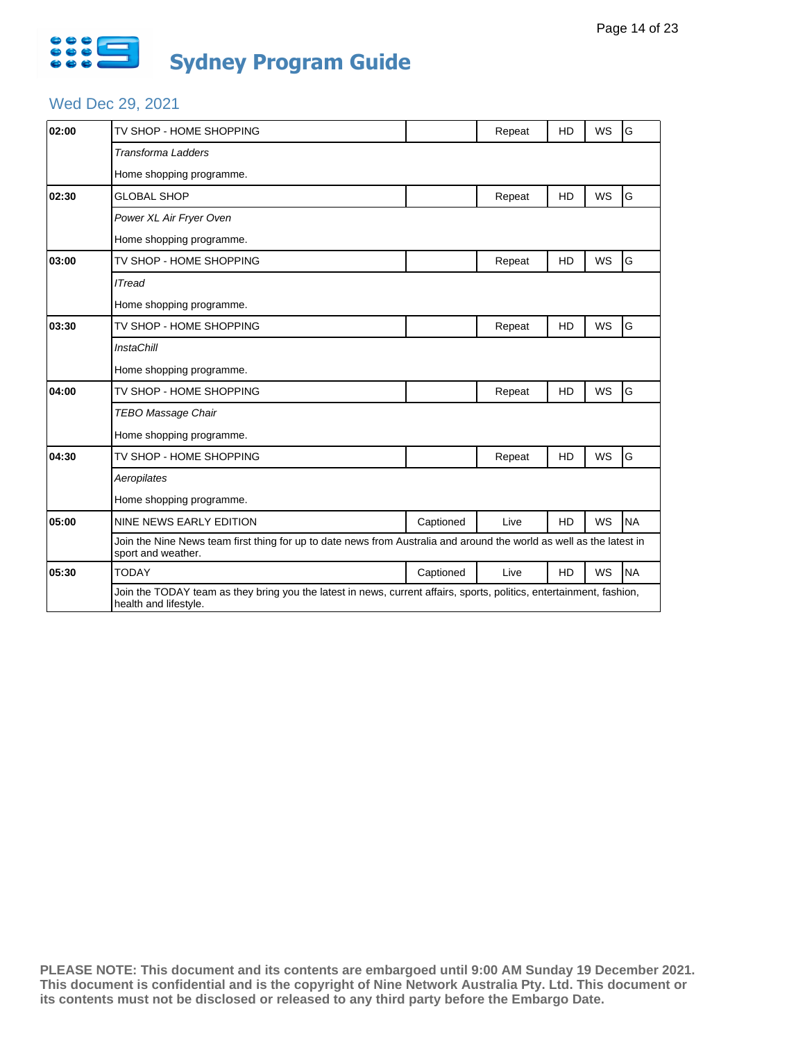# Sydney Program Guide

## Wed Dec 29, 2021

| Time | Program | Captioned | Status | HD | WS | Rating |
|---|---|---|---|---|---|---|
| **02:00** | TV SHOP - HOME SHOPPING | | Repeat | HD | WS | G |
| | *Transforma Ladders* | | | | | |
| | Home shopping programme. | | | | | |
| **02:30** | GLOBAL SHOP | | Repeat | HD | WS | G |
| | *Power XL Air Fryer Oven* | | | | | |
| | Home shopping programme. | | | | | |
| **03:00** | TV SHOP - HOME SHOPPING | | Repeat | HD | WS | G |
| | *ITread* | | | | | |
| | Home shopping programme. | | | | | |
| **03:30** | TV SHOP - HOME SHOPPING | | Repeat | HD | WS | G |
| | *InstaChill* | | | | | |
| | Home shopping programme. | | | | | |
| **04:00** | TV SHOP - HOME SHOPPING | | Repeat | HD | WS | G |
| | *TEBO Massage Chair* | | | | | |
| | Home shopping programme. | | | | | |
| **04:30** | TV SHOP - HOME SHOPPING | | Repeat | HD | WS | G |
| | *Aeropilates* | | | | | |
| | Home shopping programme. | | | | | |
| **05:00** | NINE NEWS EARLY EDITION | Captioned | Live | HD | WS | NA |
| | Join the Nine News team first thing for up to date news from Australia and around the world as well as the latest in sport and weather. | | | | | |
| **05:30** | TODAY | Captioned | Live | HD | WS | NA |
| | Join the TODAY team as they bring you the latest in news, current affairs, sports, politics, entertainment, fashion, health and lifestyle. | | | | | |

**PLEASE NOTE: This document and its contents are embargoed until 9:00 AM Sunday 19 December 2021. This document is confidential and is the copyright of Nine Network Australia Pty. Ltd. This document or its contents must not be disclosed or released to any third party before the Embargo Date.**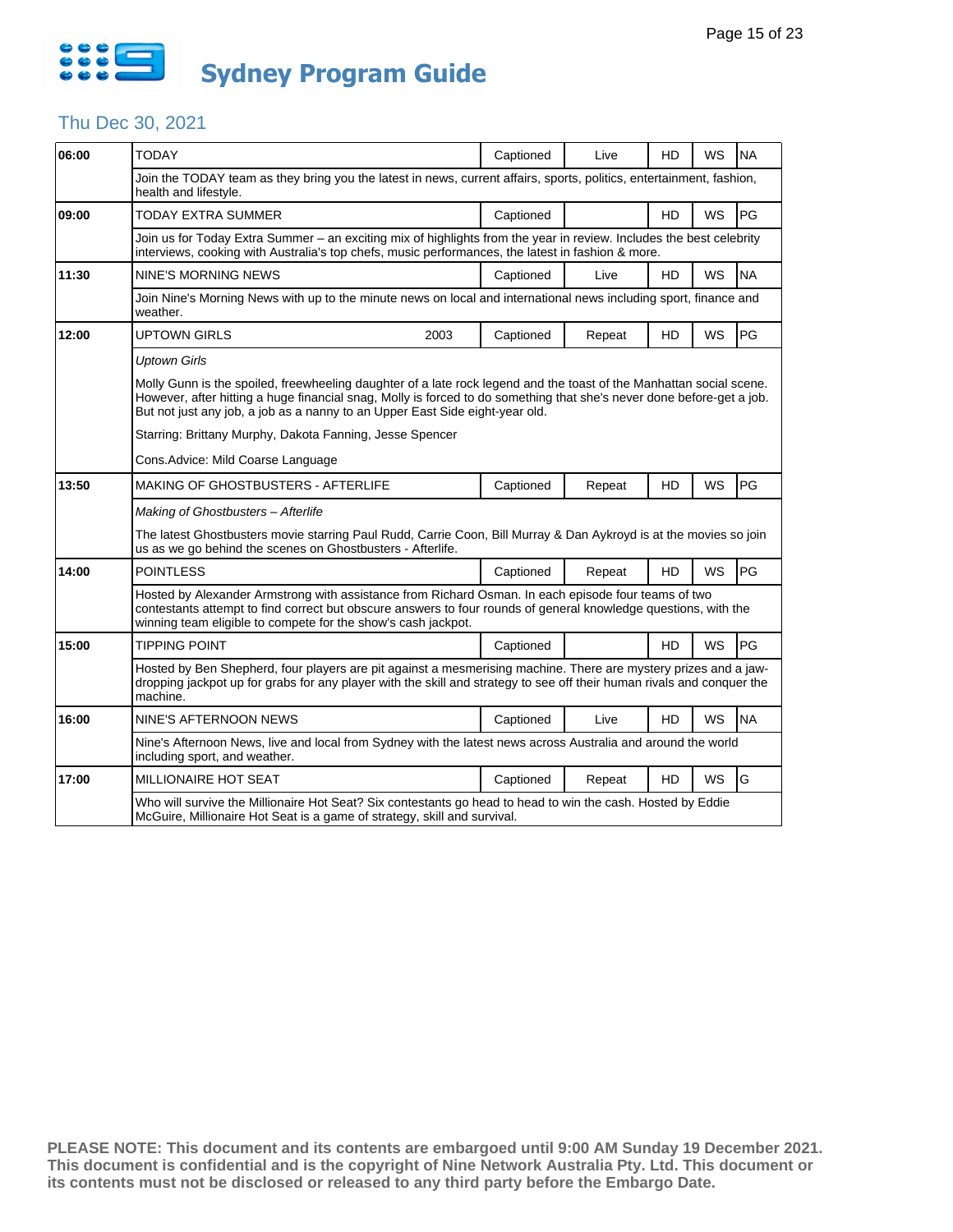# Sydney Program Guide

## Thu Dec 30, 2021

| Time | Program | Year | Captioned | Status | HD | WS | Rating |
|---|---|---|---|---|---|---|---|
| 06:00 | TODAY | | Captioned | Live | HD | WS | NA |
| | Join the TODAY team as they bring you the latest in news, current affairs, sports, politics, entertainment, fashion, health and lifestyle. | | | | | | |
| 09:00 | TODAY EXTRA SUMMER | | Captioned | | HD | WS | PG |
| | Join us for Today Extra Summer – an exciting mix of highlights from the year in review. Includes the best celebrity interviews, cooking with Australia's top chefs, music performances, the latest in fashion & more. | | | | | | |
| 11:30 | NINE'S MORNING NEWS | | Captioned | Live | HD | WS | NA |
| | Join Nine's Morning News with up to the minute news on local and international news including sport, finance and weather. | | | | | | |
| 12:00 | UPTOWN GIRLS | 2003 | Captioned | Repeat | HD | WS | PG |
| | *Uptown Girls*<br><br>Molly Gunn is the spoiled, freewheeling daughter of a late rock legend and the toast of the Manhattan social scene. However, after hitting a huge financial snag, Molly is forced to do something that she's never done before-get a job. But not just any job, a job as a nanny to an Upper East Side eight-year old.<br><br>Starring: Brittany Murphy, Dakota Fanning, Jesse Spencer<br><br>Cons.Advice: Mild Coarse Language | | | | | | |
| 13:50 | MAKING OF GHOSTBUSTERS - AFTERLIFE | | Captioned | Repeat | HD | WS | PG |
| | *Making of Ghostbusters – Afterlife*<br><br>The latest Ghostbusters movie starring Paul Rudd, Carrie Coon, Bill Murray & Dan Aykroyd is at the movies so join us as we go behind the scenes on Ghostbusters - Afterlife. | | | | | | |
| 14:00 | POINTLESS | | Captioned | Repeat | HD | WS | PG |
| | Hosted by Alexander Armstrong with assistance from Richard Osman. In each episode four teams of two contestants attempt to find correct but obscure answers to four rounds of general knowledge questions, with the winning team eligible to compete for the show's cash jackpot. | | | | | | |
| 15:00 | TIPPING POINT | | Captioned | | HD | WS | PG |
| | Hosted by Ben Shepherd, four players are pit against a mesmerising machine. There are mystery prizes and a jaw-dropping jackpot up for grabs for any player with the skill and strategy to see off their human rivals and conquer the machine. | | | | | | |
| 16:00 | NINE'S AFTERNOON NEWS | | Captioned | Live | HD | WS | NA |
| | Nine's Afternoon News, live and local from Sydney with the latest news across Australia and around the world including sport, and weather. | | | | | | |
| 17:00 | MILLIONAIRE HOT SEAT | | Captioned | Repeat | HD | WS | G |
| | Who will survive the Millionaire Hot Seat? Six contestants go head to head to win the cash. Hosted by Eddie McGuire, Millionaire Hot Seat is a game of strategy, skill and survival. | | | | | | |

**PLEASE NOTE: This document and its contents are embargoed until 9:00 AM Sunday 19 December 2021. This document is confidential and is the copyright of Nine Network Australia Pty. Ltd. This document or its contents must not be disclosed or released to any third party before the Embargo Date.**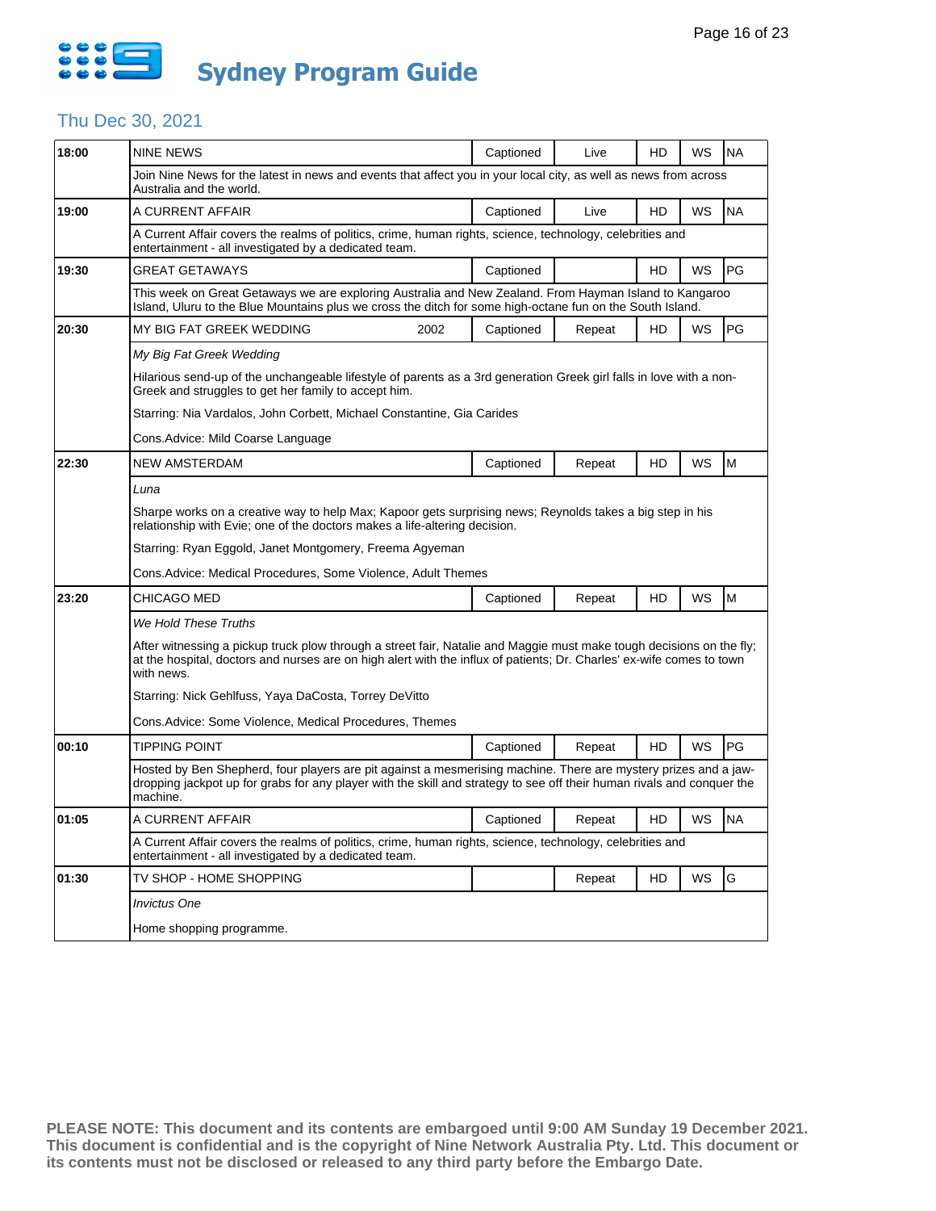# Sydney Program Guide

## Thu Dec 30, 2021

| Time | Program | | Captioned | Live/Repeat | HD | WS | Rating |
|---|---|---|---|---|---|---|---|
| 18:00 | NINE NEWS | | Captioned | Live | HD | WS | NA |
| | Join Nine News for the latest in news and events that affect you in your local city, as well as news from across Australia and the world. | | | | | | |
| 19:00 | A CURRENT AFFAIR | | Captioned | Live | HD | WS | NA |
| | A Current Affair covers the realms of politics, crime, human rights, science, technology, celebrities and entertainment - all investigated by a dedicated team. | | | | | | |
| 19:30 | GREAT GETAWAYS | | Captioned | | HD | WS | PG |
| | This week on Great Getaways we are exploring Australia and New Zealand. From Hayman Island to Kangaroo Island, Uluru to the Blue Mountains plus we cross the ditch for some high-octane fun on the South Island. | | | | | | |
| 20:30 | MY BIG FAT GREEK WEDDING | 2002 | Captioned | Repeat | HD | WS | PG |
| | *My Big Fat Greek Wedding*<br>Hilarious send-up of the unchangeable lifestyle of parents as a 3rd generation Greek girl falls in love with a non-Greek and struggles to get her family to accept him.<br>Starring: Nia Vardalos, John Corbett, Michael Constantine, Gia Carides<br>Cons.Advice: Mild Coarse Language | | | | | | |
| 22:30 | NEW AMSTERDAM | | Captioned | Repeat | HD | WS | M |
| | *Luna*<br>Sharpe works on a creative way to help Max; Kapoor gets surprising news; Reynolds takes a big step in his relationship with Evie; one of the doctors makes a life-altering decision.<br>Starring: Ryan Eggold, Janet Montgomery, Freema Agyeman<br>Cons.Advice: Medical Procedures, Some Violence, Adult Themes | | | | | | |
| 23:20 | CHICAGO MED | | Captioned | Repeat | HD | WS | M |
| | *We Hold These Truths*<br>After witnessing a pickup truck plow through a street fair, Natalie and Maggie must make tough decisions on the fly; at the hospital, doctors and nurses are on high alert with the influx of patients; Dr. Charles' ex-wife comes to town with news.<br>Starring: Nick Gehlfuss, Yaya DaCosta, Torrey DeVitto<br>Cons.Advice: Some Violence, Medical Procedures, Themes | | | | | | |
| 00:10 | TIPPING POINT | | Captioned | Repeat | HD | WS | PG |
| | Hosted by Ben Shepherd, four players are pit against a mesmerising machine. There are mystery prizes and a jaw-dropping jackpot up for grabs for any player with the skill and strategy to see off their human rivals and conquer the machine. | | | | | | |
| 01:05 | A CURRENT AFFAIR | | Captioned | Repeat | HD | WS | NA |
| | A Current Affair covers the realms of politics, crime, human rights, science, technology, celebrities and entertainment - all investigated by a dedicated team. | | | | | | |
| 01:30 | TV SHOP - HOME SHOPPING | | | Repeat | HD | WS | G |
| | *Invictus One*<br>Home shopping programme. | | | | | | |

**PLEASE NOTE: This document and its contents are embargoed until 9:00 AM Sunday 19 December 2021. This document is confidential and is the copyright of Nine Network Australia Pty. Ltd. This document or its contents must not be disclosed or released to any third party before the Embargo Date.**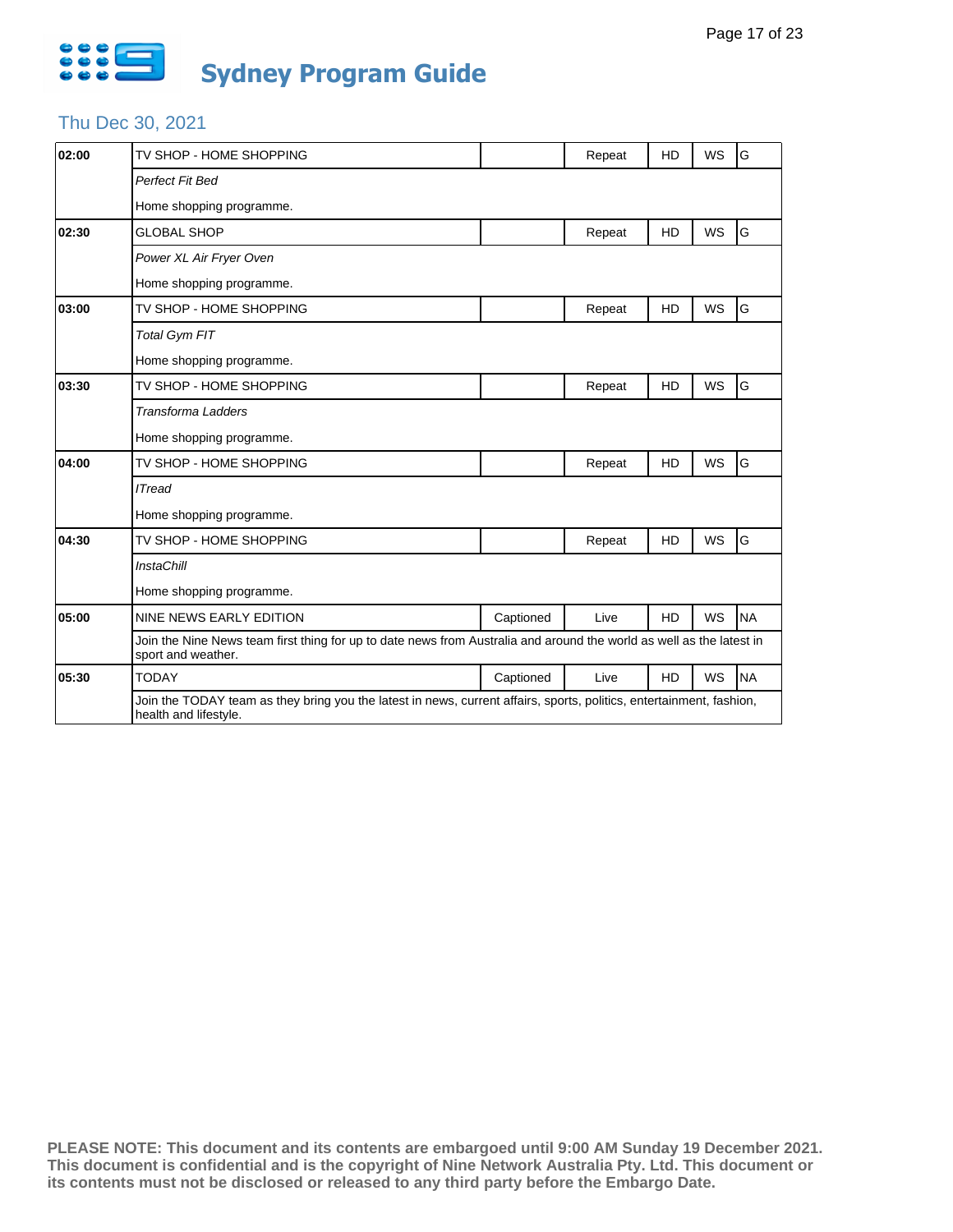# Sydney Program Guide

## Thu Dec 30, 2021

| Time | Program | Captioned | Status | HD | WS | Rating |
|---|---|---|---|---|---|---|
| 02:00 | TV SHOP - HOME SHOPPING | | Repeat | HD | WS | G |
| | *Perfect Fit Bed* | | | | | |
| | Home shopping programme. | | | | | |
| 02:30 | GLOBAL SHOP | | Repeat | HD | WS | G |
| | *Power XL Air Fryer Oven* | | | | | |
| | Home shopping programme. | | | | | |
| 03:00 | TV SHOP - HOME SHOPPING | | Repeat | HD | WS | G |
| | *Total Gym FIT* | | | | | |
| | Home shopping programme. | | | | | |
| 03:30 | TV SHOP - HOME SHOPPING | | Repeat | HD | WS | G |
| | *Transforma Ladders* | | | | | |
| | Home shopping programme. | | | | | |
| 04:00 | TV SHOP - HOME SHOPPING | | Repeat | HD | WS | G |
| | *ITread* | | | | | |
| | Home shopping programme. | | | | | |
| 04:30 | TV SHOP - HOME SHOPPING | | Repeat | HD | WS | G |
| | *InstaChill* | | | | | |
| | Home shopping programme. | | | | | |
| 05:00 | NINE NEWS EARLY EDITION | Captioned | Live | HD | WS | NA |
| | Join the Nine News team first thing for up to date news from Australia and around the world as well as the latest in sport and weather. | | | | | |
| 05:30 | TODAY | Captioned | Live | HD | WS | NA |
| | Join the TODAY team as they bring you the latest in news, current affairs, sports, politics, entertainment, fashion, health and lifestyle. | | | | | |

**PLEASE NOTE: This document and its contents are embargoed until 9:00 AM Sunday 19 December 2021. This document is confidential and is the copyright of Nine Network Australia Pty. Ltd. This document or its contents must not be disclosed or released to any third party before the Embargo Date.**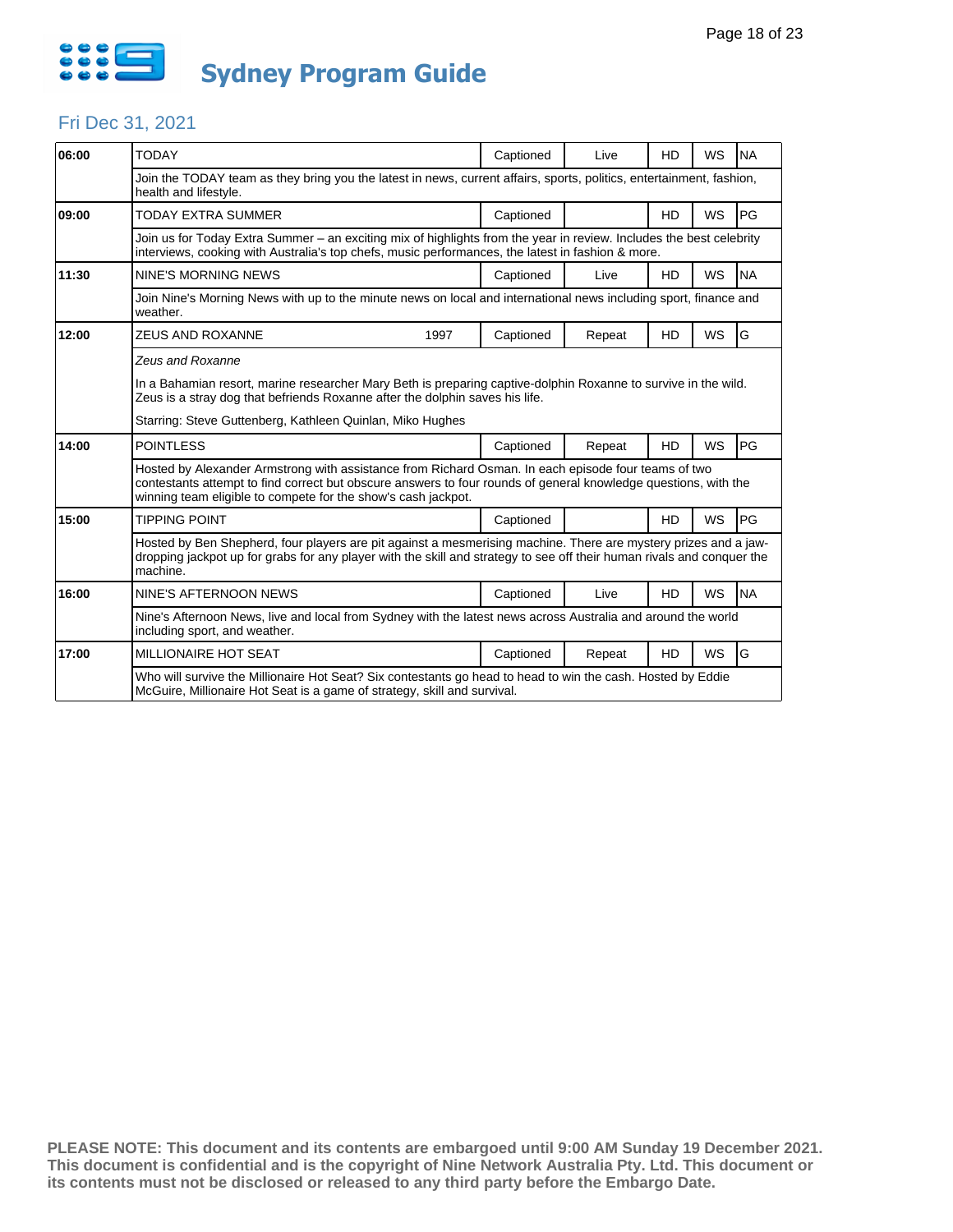# Sydney Program Guide

## Fri Dec 31, 2021

| Time | Program | Year | Captioned | Live/Repeat | HD | WS | Rating |
|---|---|---|---|---|---|---|---|
| 06:00 | TODAY | | Captioned | Live | HD | WS | NA |
| | Join the TODAY team as they bring you the latest in news, current affairs, sports, politics, entertainment, fashion, health and lifestyle. | | | | | | |
| 09:00 | TODAY EXTRA SUMMER | | Captioned | | HD | WS | PG |
| | Join us for Today Extra Summer – an exciting mix of highlights from the year in review. Includes the best celebrity interviews, cooking with Australia's top chefs, music performances, the latest in fashion & more. | | | | | | |
| 11:30 | NINE'S MORNING NEWS | | Captioned | Live | HD | WS | NA |
| | Join Nine's Morning News with up to the minute news on local and international news including sport, finance and weather. | | | | | | |
| 12:00 | ZEUS AND ROXANNE | 1997 | Captioned | Repeat | HD | WS | G |
| | *Zeus and Roxanne* In a Bahamian resort, marine researcher Mary Beth is preparing captive-dolphin Roxanne to survive in the wild. Zeus is a stray dog that befriends Roxanne after the dolphin saves his life. Starring: Steve Guttenberg, Kathleen Quinlan, Miko Hughes | | | | | | |
| 14:00 | POINTLESS | | Captioned | Repeat | HD | WS | PG |
| | Hosted by Alexander Armstrong with assistance from Richard Osman. In each episode four teams of two contestants attempt to find correct but obscure answers to four rounds of general knowledge questions, with the winning team eligible to compete for the show's cash jackpot. | | | | | | |
| 15:00 | TIPPING POINT | | Captioned | | HD | WS | PG |
| | Hosted by Ben Shepherd, four players are pit against a mesmerising machine. There are mystery prizes and a jaw-dropping jackpot up for grabs for any player with the skill and strategy to see off their human rivals and conquer the machine. | | | | | | |
| 16:00 | NINE'S AFTERNOON NEWS | | Captioned | Live | HD | WS | NA |
| | Nine's Afternoon News, live and local from Sydney with the latest news across Australia and around the world including sport, and weather. | | | | | | |
| 17:00 | MILLIONAIRE HOT SEAT | | Captioned | Repeat | HD | WS | G |
| | Who will survive the Millionaire Hot Seat? Six contestants go head to head to win the cash. Hosted by Eddie McGuire, Millionaire Hot Seat is a game of strategy, skill and survival. | | | | | | |

**PLEASE NOTE: This document and its contents are embargoed until 9:00 AM Sunday 19 December 2021. This document is confidential and is the copyright of Nine Network Australia Pty. Ltd. This document or its contents must not be disclosed or released to any third party before the Embargo Date.**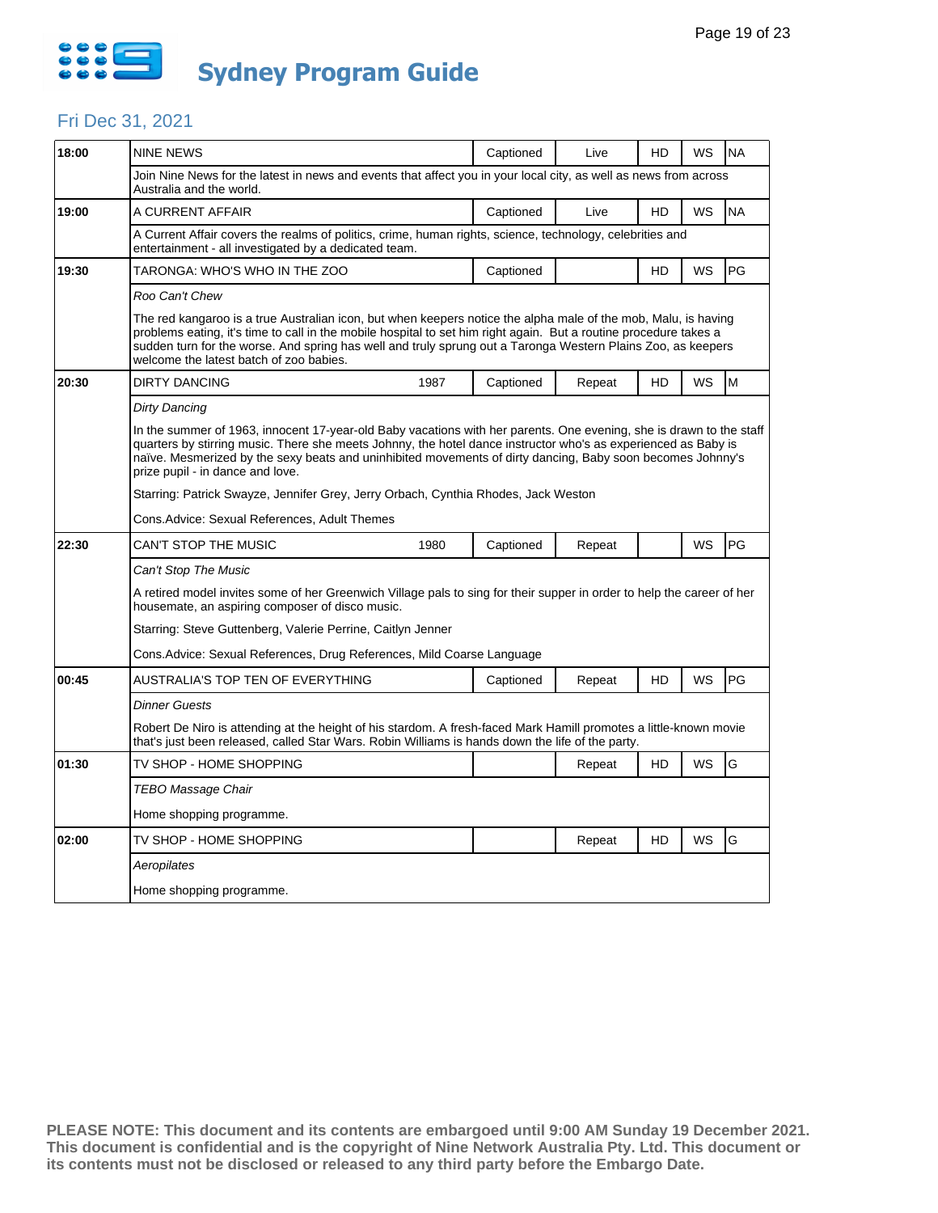# Sydney Program Guide

## Fri Dec 31, 2021

| Time | Program | Year | Captioned | Live/Repeat | HD | WS | Rating |
|---|---|---|---|---|---|---|---|
| 18:00 | NINE NEWS | | Captioned | Live | HD | WS | NA |

Join Nine News for the latest in news and events that affect you in your local city, as well as news from across Australia and the world.

| Time | Program | Year | Captioned | Live/Repeat | HD | WS | Rating |
|---|---|---|---|---|---|---|---|
| 19:00 | A CURRENT AFFAIR | | Captioned | Live | HD | WS | NA |

A Current Affair covers the realms of politics, crime, human rights, science, technology, celebrities and entertainment - all investigated by a dedicated team.

| Time | Program | Year | Captioned | Live/Repeat | HD | WS | Rating |
|---|---|---|---|---|---|---|---|
| 19:30 | TARONGA: WHO'S WHO IN THE ZOO | | Captioned | | HD | WS | PG |

*Roo Can't Chew*

The red kangaroo is a true Australian icon, but when keepers notice the alpha male of the mob, Malu, is having problems eating, it's time to call in the mobile hospital to set him right again. But a routine procedure takes a sudden turn for the worse. And spring has well and truly sprung out a Taronga Western Plains Zoo, as keepers welcome the latest batch of zoo babies.

| Time | Program | Year | Captioned | Live/Repeat | HD | WS | Rating |
|---|---|---|---|---|---|---|---|
| 20:30 | DIRTY DANCING | 1987 | Captioned | Repeat | HD | WS | M |

*Dirty Dancing*

In the summer of 1963, innocent 17-year-old Baby vacations with her parents. One evening, she is drawn to the staff quarters by stirring music. There she meets Johnny, the hotel dance instructor who's as experienced as Baby is naïve. Mesmerized by the sexy beats and uninhibited movements of dirty dancing, Baby soon becomes Johnny's prize pupil - in dance and love.

Starring: Patrick Swayze, Jennifer Grey, Jerry Orbach, Cynthia Rhodes, Jack Weston

Cons.Advice: Sexual References, Adult Themes

| Time | Program | Year | Captioned | Live/Repeat | HD | WS | Rating |
|---|---|---|---|---|---|---|---|
| 22:30 | CAN'T STOP THE MUSIC | 1980 | Captioned | Repeat | | WS | PG |

*Can't Stop The Music*

A retired model invites some of her Greenwich Village pals to sing for their supper in order to help the career of her housemate, an aspiring composer of disco music.

Starring: Steve Guttenberg, Valerie Perrine, Caitlyn Jenner

Cons.Advice: Sexual References, Drug References, Mild Coarse Language

| Time | Program | Year | Captioned | Live/Repeat | HD | WS | Rating |
|---|---|---|---|---|---|---|---|
| 00:45 | AUSTRALIA'S TOP TEN OF EVERYTHING | | Captioned | Repeat | HD | WS | PG |

*Dinner Guests*

Robert De Niro is attending at the height of his stardom. A fresh-faced Mark Hamill promotes a little-known movie that's just been released, called Star Wars. Robin Williams is hands down the life of the party.

| Time | Program | Year | Captioned | Live/Repeat | HD | WS | Rating |
|---|---|---|---|---|---|---|---|
| 01:30 | TV SHOP - HOME SHOPPING | | | Repeat | HD | WS | G |

*TEBO Massage Chair*

Home shopping programme.

| Time | Program | Year | Captioned | Live/Repeat | HD | WS | Rating |
|---|---|---|---|---|---|---|---|
| 02:00 | TV SHOP - HOME SHOPPING | | | Repeat | HD | WS | G |

*Aeropilates*

Home shopping programme.

**PLEASE NOTE: This document and its contents are embargoed until 9:00 AM Sunday 19 December 2021. This document is confidential and is the copyright of Nine Network Australia Pty. Ltd. This document or its contents must not be disclosed or released to any third party before the Embargo Date.**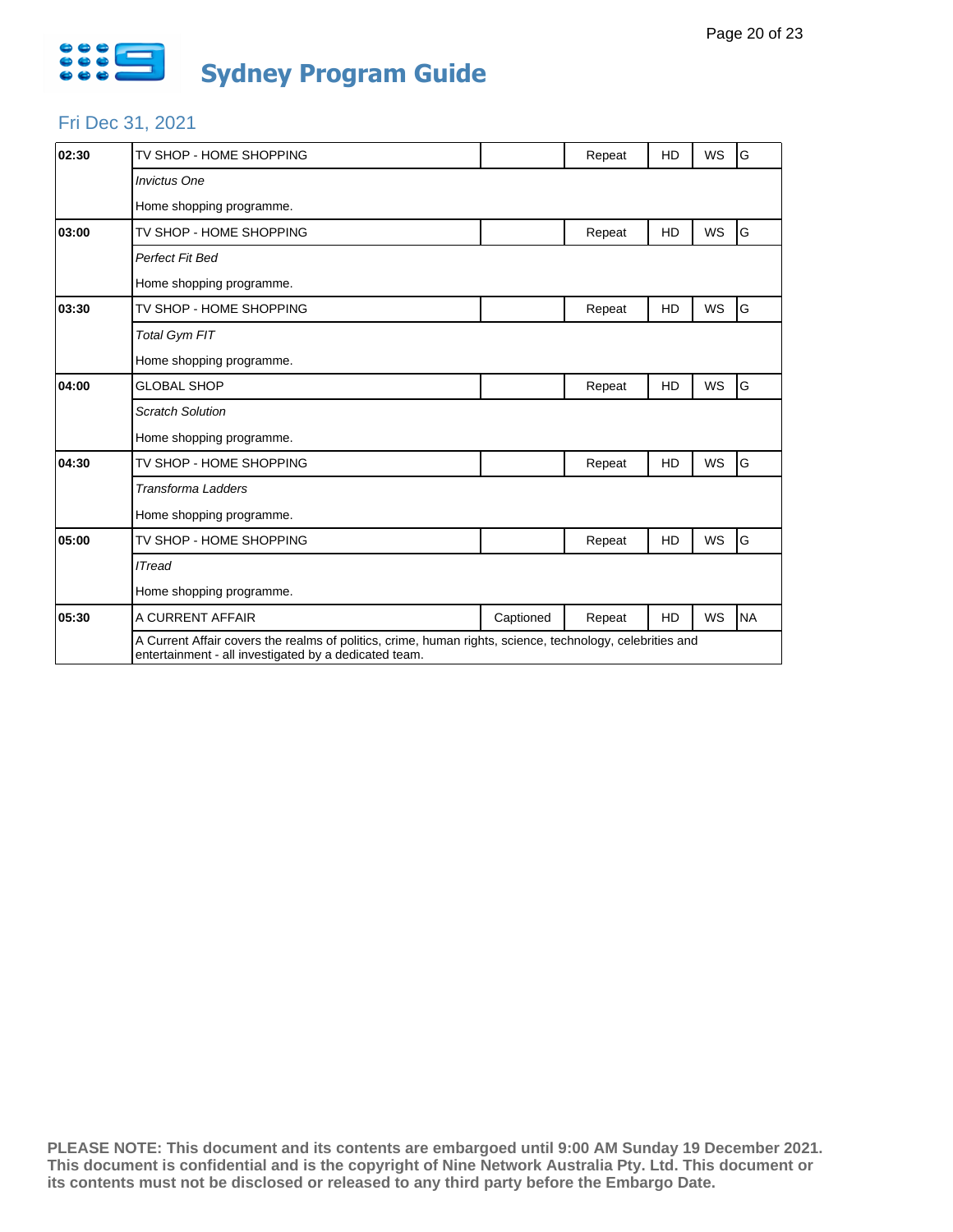# Sydney Program Guide

## Fri Dec 31, 2021

| Time | Program | Captioned | Repeat | HD | WS | Rating |
|---|---|---|---|---|---|---|
| 02:30 | TV SHOP - HOME SHOPPING | | Repeat | HD | WS | G |
| | *Invictus One* | | | | | |
| | Home shopping programme. | | | | | |
| 03:00 | TV SHOP - HOME SHOPPING | | Repeat | HD | WS | G |
| | *Perfect Fit Bed* | | | | | |
| | Home shopping programme. | | | | | |
| 03:30 | TV SHOP - HOME SHOPPING | | Repeat | HD | WS | G |
| | *Total Gym FIT* | | | | | |
| | Home shopping programme. | | | | | |
| 04:00 | GLOBAL SHOP | | Repeat | HD | WS | G |
| | *Scratch Solution* | | | | | |
| | Home shopping programme. | | | | | |
| 04:30 | TV SHOP - HOME SHOPPING | | Repeat | HD | WS | G |
| | *Transforma Ladders* | | | | | |
| | Home shopping programme. | | | | | |
| 05:00 | TV SHOP - HOME SHOPPING | | Repeat | HD | WS | G |
| | *ITread* | | | | | |
| | Home shopping programme. | | | | | |
| 05:30 | A CURRENT AFFAIR | Captioned | Repeat | HD | WS | NA |
| | A Current Affair covers the realms of politics, crime, human rights, science, technology, celebrities and entertainment - all investigated by a dedicated team. | | | | | |

**PLEASE NOTE: This document and its contents are embargoed until 9:00 AM Sunday 19 December 2021. This document is confidential and is the copyright of Nine Network Australia Pty. Ltd. This document or its contents must not be disclosed or released to any third party before the Embargo Date.**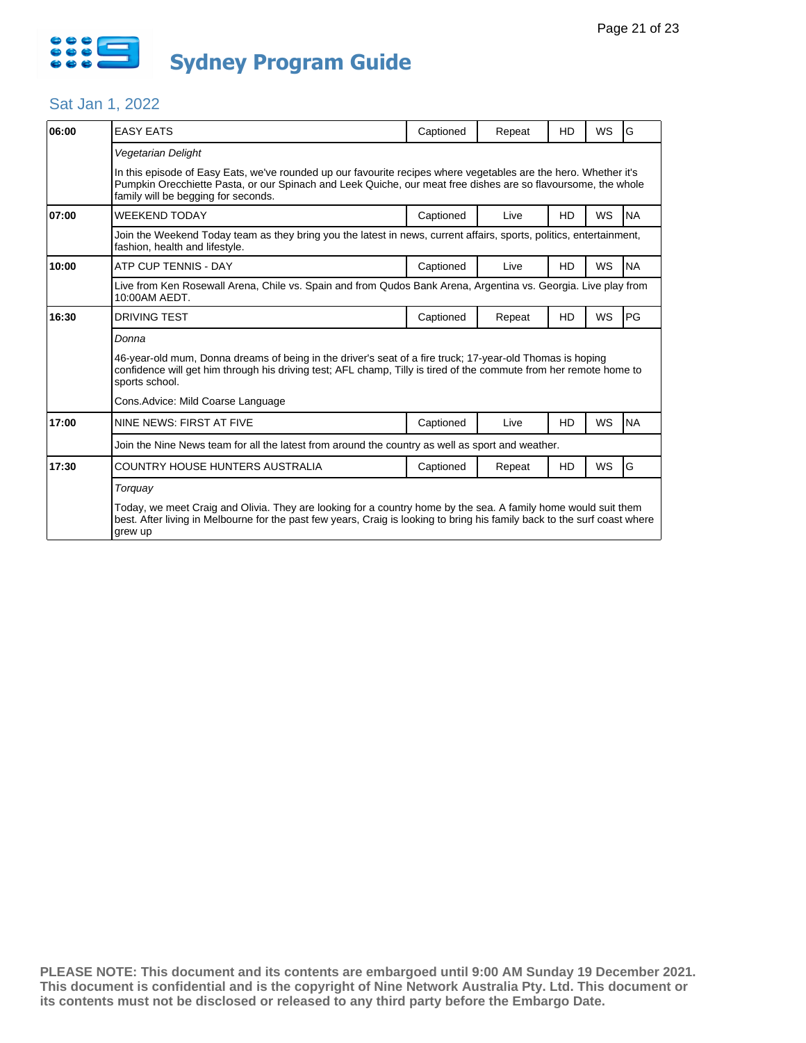# Sydney Program Guide

## Sat Jan 1, 2022

| Time | Program | Captioned | Status | HD | WS | Rating |
|---|---|---|---|---|---|---|
| 06:00 | EASY EATS | Captioned | Repeat | HD | WS | G |
| | *Vegetarian Delight*<br><br>In this episode of Easy Eats, we've rounded up our favourite recipes where vegetables are the hero. Whether it's Pumpkin Orecchiette Pasta, or our Spinach and Leek Quiche, our meat free dishes are so flavoursome, the whole family will be begging for seconds. | | | | | |
| 07:00 | WEEKEND TODAY | Captioned | Live | HD | WS | NA |
| | Join the Weekend Today team as they bring you the latest in news, current affairs, sports, politics, entertainment, fashion, health and lifestyle. | | | | | |
| 10:00 | ATP CUP TENNIS - DAY | Captioned | Live | HD | WS | NA |
| | Live from Ken Rosewall Arena, Chile vs. Spain and from Qudos Bank Arena, Argentina vs. Georgia. Live play from 10:00AM AEDT. | | | | | |
| 16:30 | DRIVING TEST | Captioned | Repeat | HD | WS | PG |
| | *Donna*<br><br>46-year-old mum, Donna dreams of being in the driver's seat of a fire truck; 17-year-old Thomas is hoping confidence will get him through his driving test; AFL champ, Tilly is tired of the commute from her remote home to sports school.<br><br>Cons.Advice: Mild Coarse Language | | | | | |
| 17:00 | NINE NEWS: FIRST AT FIVE | Captioned | Live | HD | WS | NA |
| | Join the Nine News team for all the latest from around the country as well as sport and weather. | | | | | |
| 17:30 | COUNTRY HOUSE HUNTERS AUSTRALIA | Captioned | Repeat | HD | WS | G |
| | *Torquay*<br><br>Today, we meet Craig and Olivia. They are looking for a country home by the sea. A family home would suit them best. After living in Melbourne for the past few years, Craig is looking to bring his family back to the surf coast where grew up | | | | | |

**PLEASE NOTE: This document and its contents are embargoed until 9:00 AM Sunday 19 December 2021. This document is confidential and is the copyright of Nine Network Australia Pty. Ltd. This document or its contents must not be disclosed or released to any third party before the Embargo Date.**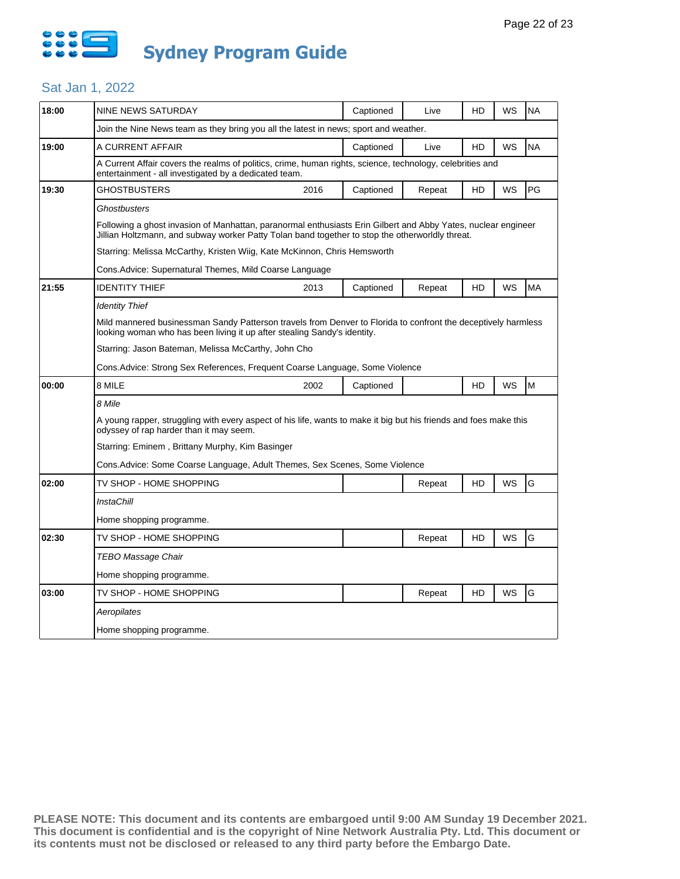# Sydney Program Guide

## Sat Jan 1, 2022

| Time | Program | Year | Captioned | Live/Repeat | HD | WS | Rating |
|---|---|---|---|---|---|---|---|
| 18:00 | NINE NEWS SATURDAY | | Captioned | Live | HD | WS | NA |
| | Join the Nine News team as they bring you all the latest in news; sport and weather. | | | | | | |
| 19:00 | A CURRENT AFFAIR | | Captioned | Live | HD | WS | NA |
| | A Current Affair covers the realms of politics, crime, human rights, science, technology, celebrities and entertainment - all investigated by a dedicated team. | | | | | | |
| 19:30 | GHOSTBUSTERS | 2016 | Captioned | Repeat | HD | WS | PG |
| | *Ghostbusters*<br>Following a ghost invasion of Manhattan, paranormal enthusiasts Erin Gilbert and Abby Yates, nuclear engineer Jillian Holtzmann, and subway worker Patty Tolan band together to stop the otherworldly threat.<br>Starring: Melissa McCarthy, Kristen Wiig, Kate McKinnon, Chris Hemsworth<br>Cons.Advice: Supernatural Themes, Mild Coarse Language | | | | | | |
| 21:55 | IDENTITY THIEF | 2013 | Captioned | Repeat | HD | WS | MA |
| | *Identity Thief*<br>Mild mannered businessman Sandy Patterson travels from Denver to Florida to confront the deceptively harmless looking woman who has been living it up after stealing Sandy's identity.<br>Starring: Jason Bateman, Melissa McCarthy, John Cho<br>Cons.Advice: Strong Sex References, Frequent Coarse Language, Some Violence | | | | | | |
| 00:00 | 8 MILE | 2002 | Captioned | | HD | WS | M |
| | *8 Mile*<br>A young rapper, struggling with every aspect of his life, wants to make it big but his friends and foes make this odyssey of rap harder than it may seem.<br>Starring: Eminem , Brittany Murphy, Kim Basinger<br>Cons.Advice: Some Coarse Language, Adult Themes, Sex Scenes, Some Violence | | | | | | |
| 02:00 | TV SHOP - HOME SHOPPING | | | Repeat | HD | WS | G |
| | *InstaChill*<br>Home shopping programme. | | | | | | |
| 02:30 | TV SHOP - HOME SHOPPING | | | Repeat | HD | WS | G |
| | *TEBO Massage Chair*<br>Home shopping programme. | | | | | | |
| 03:00 | TV SHOP - HOME SHOPPING | | | Repeat | HD | WS | G |
| | *Aeropilates*<br>Home shopping programme. | | | | | | |

**PLEASE NOTE: This document and its contents are embargoed until 9:00 AM Sunday 19 December 2021. This document is confidential and is the copyright of Nine Network Australia Pty. Ltd. This document or its contents must not be disclosed or released to any third party before the Embargo Date.**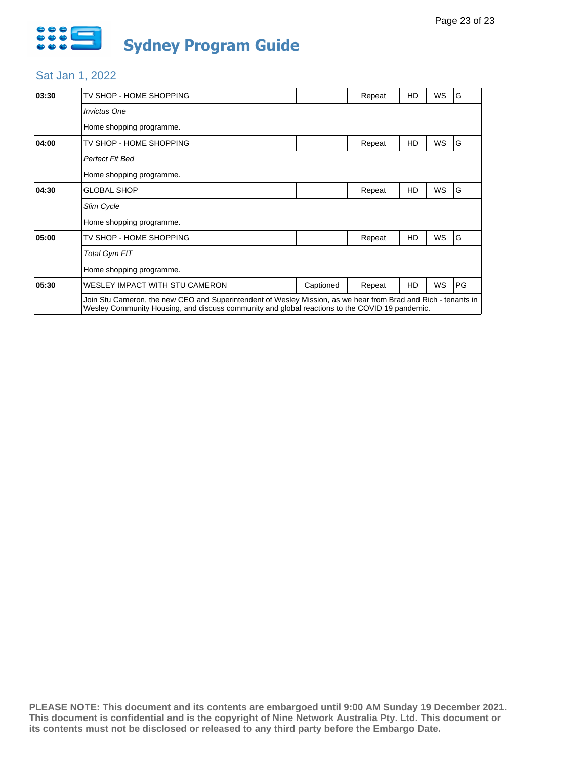# Sydney Program Guide

## Sat Jan 1, 2022

| | | | | | | |
|---|---|---|---|---|---|---|
| 03:30 | TV SHOP - HOME SHOPPING | | Repeat | HD | WS | G |
| | *Invictus One* | | | | | |
| | Home shopping programme. | | | | | |
| 04:00 | TV SHOP - HOME SHOPPING | | Repeat | HD | WS | G |
| | *Perfect Fit Bed* | | | | | |
| | Home shopping programme. | | | | | |
| 04:30 | GLOBAL SHOP | | Repeat | HD | WS | G |
| | *Slim Cycle* | | | | | |
| | Home shopping programme. | | | | | |
| 05:00 | TV SHOP - HOME SHOPPING | | Repeat | HD | WS | G |
| | *Total Gym FIT* | | | | | |
| | Home shopping programme. | | | | | |
| 05:30 | WESLEY IMPACT WITH STU CAMERON | Captioned | Repeat | HD | WS | PG |
| | Join Stu Cameron, the new CEO and Superintendent of Wesley Mission, as we hear from Brad and Rich - tenants in Wesley Community Housing, and discuss community and global reactions to the COVID 19 pandemic. | | | | | |

**PLEASE NOTE: This document and its contents are embargoed until 9:00 AM Sunday 19 December 2021. This document is confidential and is the copyright of Nine Network Australia Pty. Ltd. This document or its contents must not be disclosed or released to any third party before the Embargo Date.**